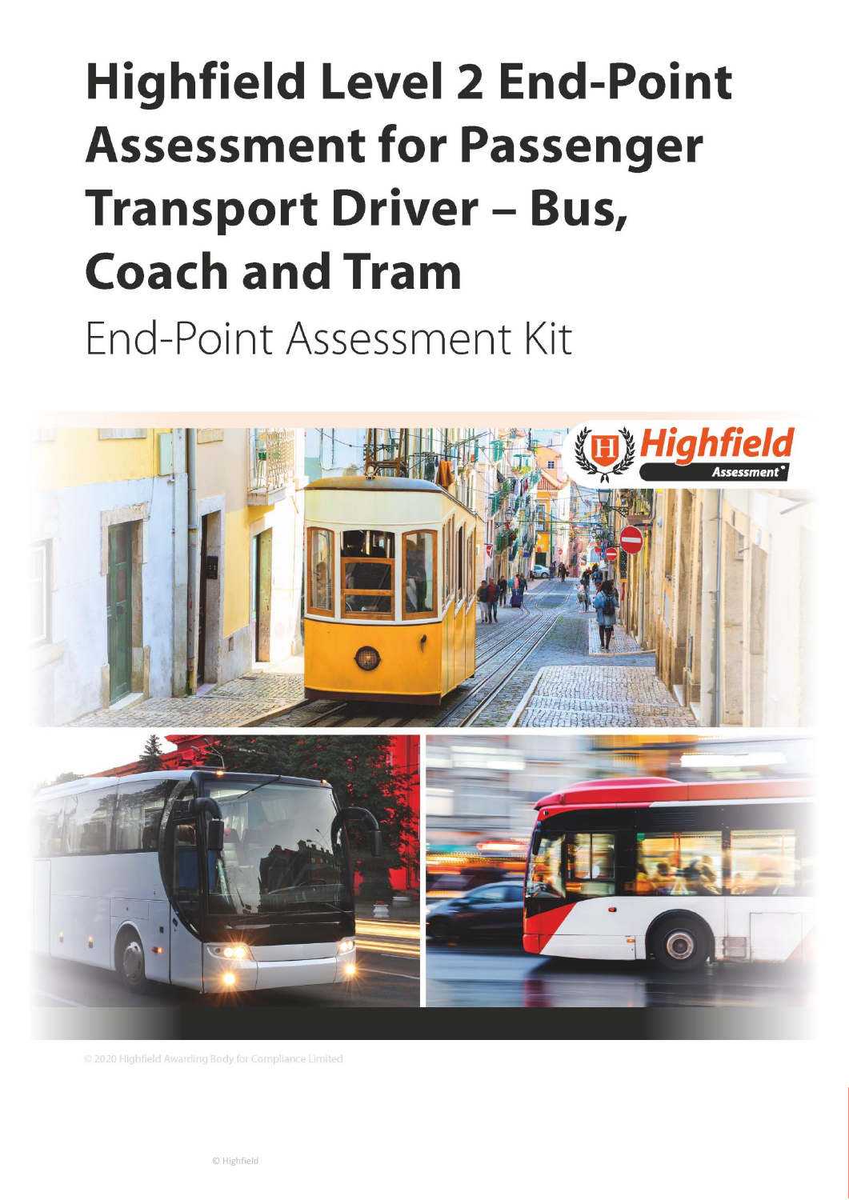# Highfield Level 2 End-Point Assessment for Passenger Transport Driver – Bus, Coach and Tram

End-Point Assessment Kit

© 2020 Highfield Awarding Body for Compliance Limited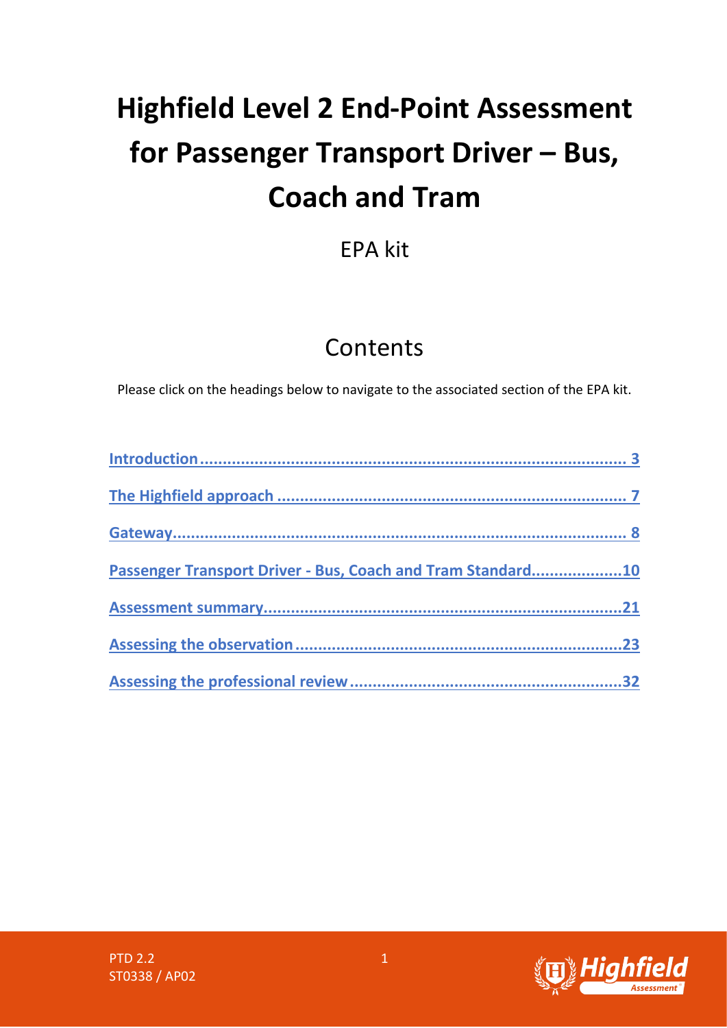# Highfield Level 2 End-Point Assessment for Passenger Transport Driver – Bus, Coach and Tram

EPA kit

## Contents

Please click on the headings below to navigate to the associated section of the EPA kit.

- [Introduction](#) ........................................................................................ 3
- [The Highfield approach](#) ........................................................................ 7
- [Gateway](#) ............................................................................................... 8
- [Passenger Transport Driver - Bus, Coach and Tram Standard](#) ....................10
- [Assessment summary](#) ...........................................................................21
- [Assessing the observation](#) ....................................................................23
- [Assessing the professional review](#) .........................................................32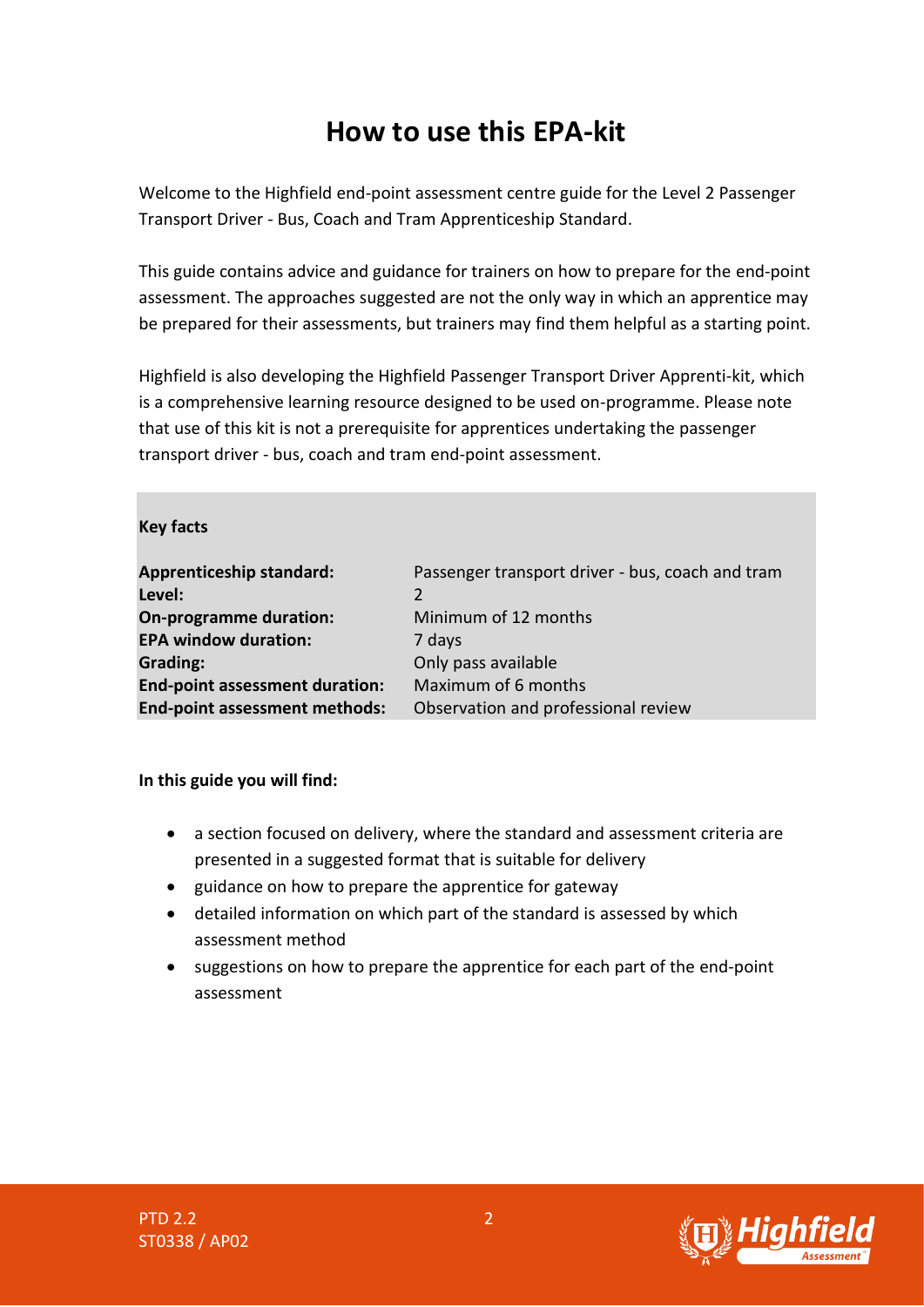# How to use this EPA-kit

Welcome to the Highfield end-point assessment centre guide for the Level 2 Passenger Transport Driver - Bus, Coach and Tram Apprenticeship Standard.

This guide contains advice and guidance for trainers on how to prepare for the end-point assessment. The approaches suggested are not the only way in which an apprentice may be prepared for their assessments, but trainers may find them helpful as a starting point.

Highfield is also developing the Highfield Passenger Transport Driver Apprenti-kit, which is a comprehensive learning resource designed to be used on-programme. Please note that use of this kit is not a prerequisite for apprentices undertaking the passenger transport driver - bus, coach and tram end-point assessment.

**Key facts**

| | |
|---|---|
| **Apprenticeship standard:** | Passenger transport driver - bus, coach and tram |
| **Level:** | 2 |
| **On-programme duration:** | Minimum of 12 months |
| **EPA window duration:** | 7 days |
| **Grading:** | Only pass available |
| **End-point assessment duration:** | Maximum of 6 months |
| **End-point assessment methods:** | Observation and professional review |

**In this guide you will find:**

- a section focused on delivery, where the standard and assessment criteria are presented in a suggested format that is suitable for delivery
- guidance on how to prepare the apprentice for gateway
- detailed information on which part of the standard is assessed by which assessment method
- suggestions on how to prepare the apprentice for each part of the end-point assessment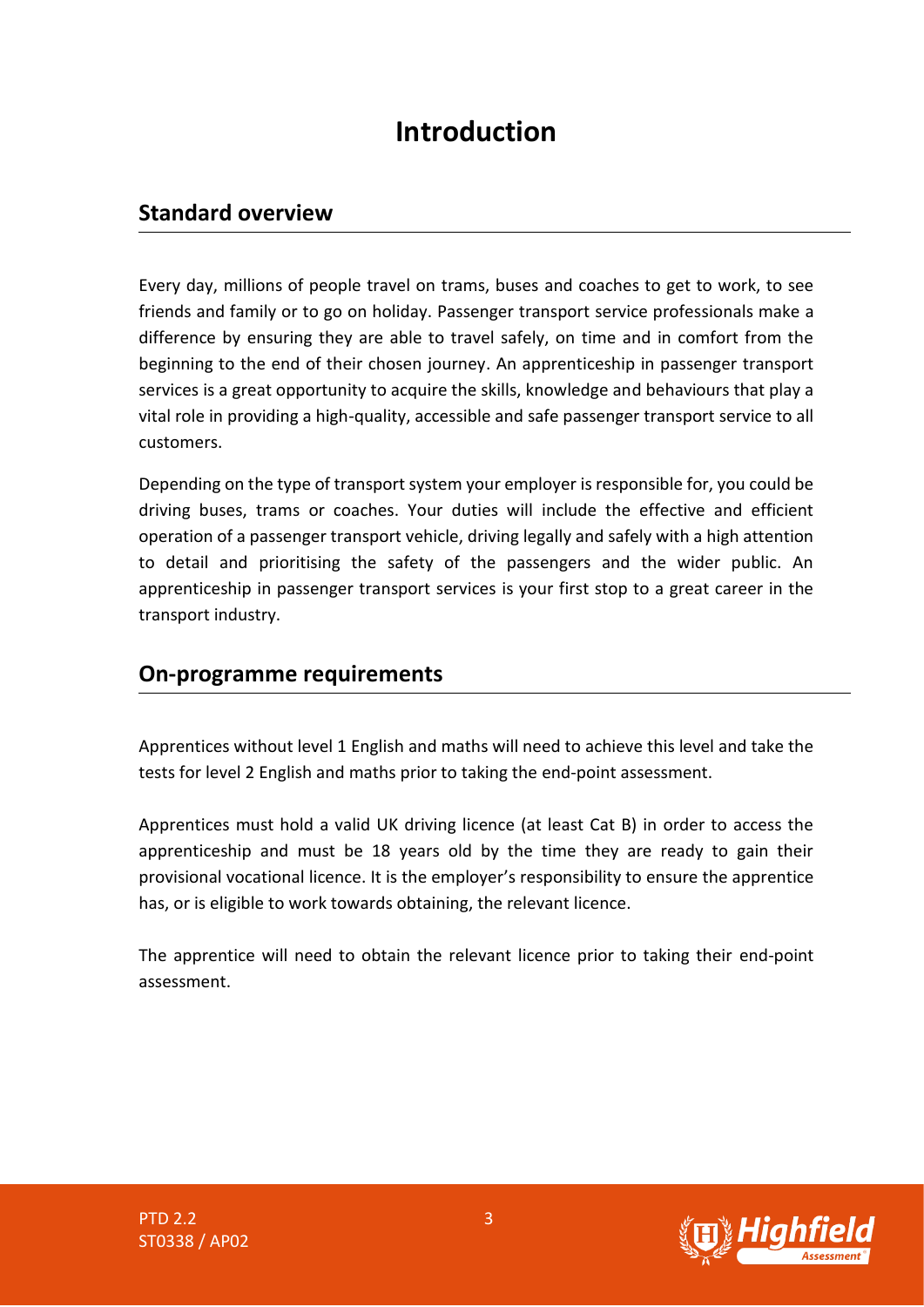# Introduction

## Standard overview

Every day, millions of people travel on trams, buses and coaches to get to work, to see friends and family or to go on holiday. Passenger transport service professionals make a difference by ensuring they are able to travel safely, on time and in comfort from the beginning to the end of their chosen journey. An apprenticeship in passenger transport services is a great opportunity to acquire the skills, knowledge and behaviours that play a vital role in providing a high-quality, accessible and safe passenger transport service to all customers.

Depending on the type of transport system your employer is responsible for, you could be driving buses, trams or coaches. Your duties will include the effective and efficient operation of a passenger transport vehicle, driving legally and safely with a high attention to detail and prioritising the safety of the passengers and the wider public. An apprenticeship in passenger transport services is your first stop to a great career in the transport industry.

## On-programme requirements

Apprentices without level 1 English and maths will need to achieve this level and take the tests for level 2 English and maths prior to taking the end-point assessment.

Apprentices must hold a valid UK driving licence (at least Cat B) in order to access the apprenticeship and must be 18 years old by the time they are ready to gain their provisional vocational licence. It is the employer's responsibility to ensure the apprentice has, or is eligible to work towards obtaining, the relevant licence.

The apprentice will need to obtain the relevant licence prior to taking their end-point assessment.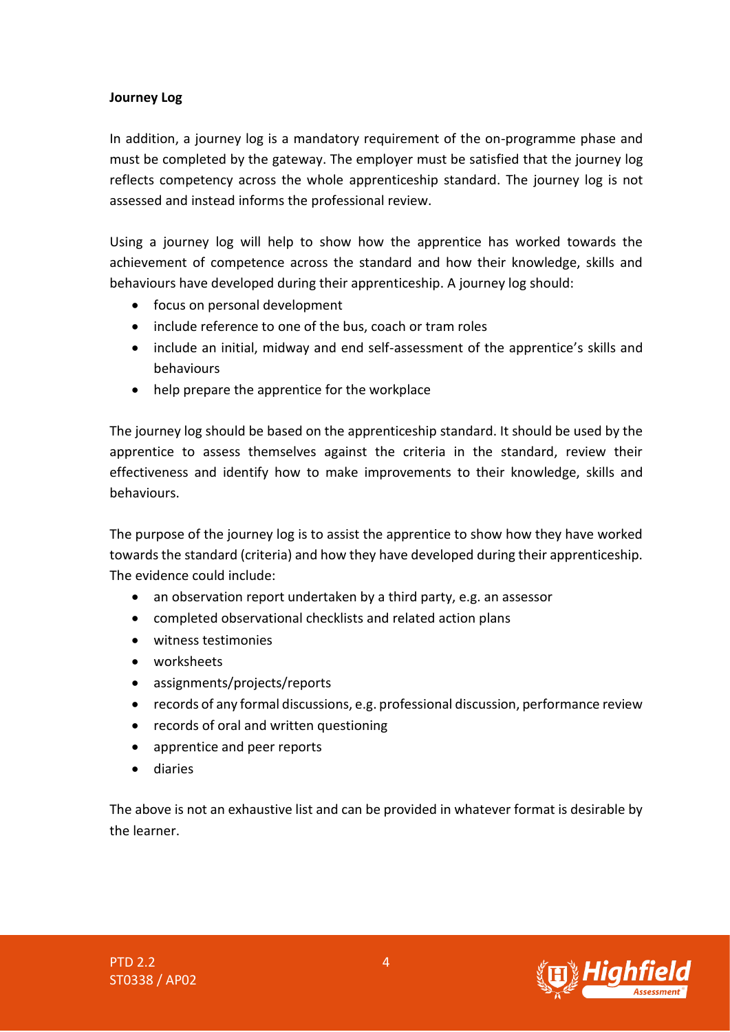**Journey Log**

In addition, a journey log is a mandatory requirement of the on-programme phase and must be completed by the gateway. The employer must be satisfied that the journey log reflects competency across the whole apprenticeship standard. The journey log is not assessed and instead informs the professional review.

Using a journey log will help to show how the apprentice has worked towards the achievement of competence across the standard and how their knowledge, skills and behaviours have developed during their apprenticeship. A journey log should:

- focus on personal development
- include reference to one of the bus, coach or tram roles
- include an initial, midway and end self-assessment of the apprentice's skills and behaviours
- help prepare the apprentice for the workplace

The journey log should be based on the apprenticeship standard. It should be used by the apprentice to assess themselves against the criteria in the standard, review their effectiveness and identify how to make improvements to their knowledge, skills and behaviours.

The purpose of the journey log is to assist the apprentice to show how they have worked towards the standard (criteria) and how they have developed during their apprenticeship. The evidence could include:

- an observation report undertaken by a third party, e.g. an assessor
- completed observational checklists and related action plans
- witness testimonies
- worksheets
- assignments/projects/reports
- records of any formal discussions, e.g. professional discussion, performance review
- records of oral and written questioning
- apprentice and peer reports
- diaries

The above is not an exhaustive list and can be provided in whatever format is desirable by the learner.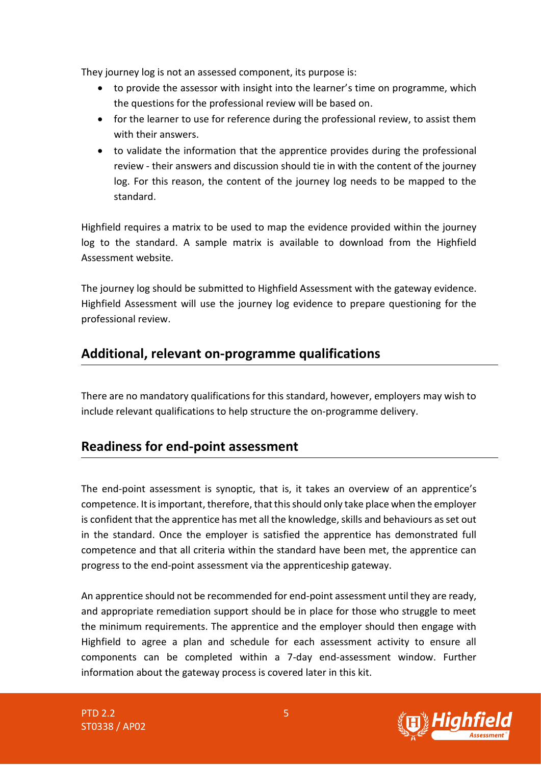They journey log is not an assessed component, its purpose is:

- to provide the assessor with insight into the learner's time on programme, which the questions for the professional review will be based on.
- for the learner to use for reference during the professional review, to assist them with their answers.
- to validate the information that the apprentice provides during the professional review - their answers and discussion should tie in with the content of the journey log. For this reason, the content of the journey log needs to be mapped to the standard.

Highfield requires a matrix to be used to map the evidence provided within the journey log to the standard. A sample matrix is available to download from the Highfield Assessment website.

The journey log should be submitted to Highfield Assessment with the gateway evidence. Highfield Assessment will use the journey log evidence to prepare questioning for the professional review.

## Additional, relevant on-programme qualifications

There are no mandatory qualifications for this standard, however, employers may wish to include relevant qualifications to help structure the on-programme delivery.

## Readiness for end-point assessment

The end-point assessment is synoptic, that is, it takes an overview of an apprentice's competence. It is important, therefore, that this should only take place when the employer is confident that the apprentice has met all the knowledge, skills and behaviours as set out in the standard. Once the employer is satisfied the apprentice has demonstrated full competence and that all criteria within the standard have been met, the apprentice can progress to the end-point assessment via the apprenticeship gateway.

An apprentice should not be recommended for end-point assessment until they are ready, and appropriate remediation support should be in place for those who struggle to meet the minimum requirements. The apprentice and the employer should then engage with Highfield to agree a plan and schedule for each assessment activity to ensure all components can be completed within a 7-day end-assessment window. Further information about the gateway process is covered later in this kit.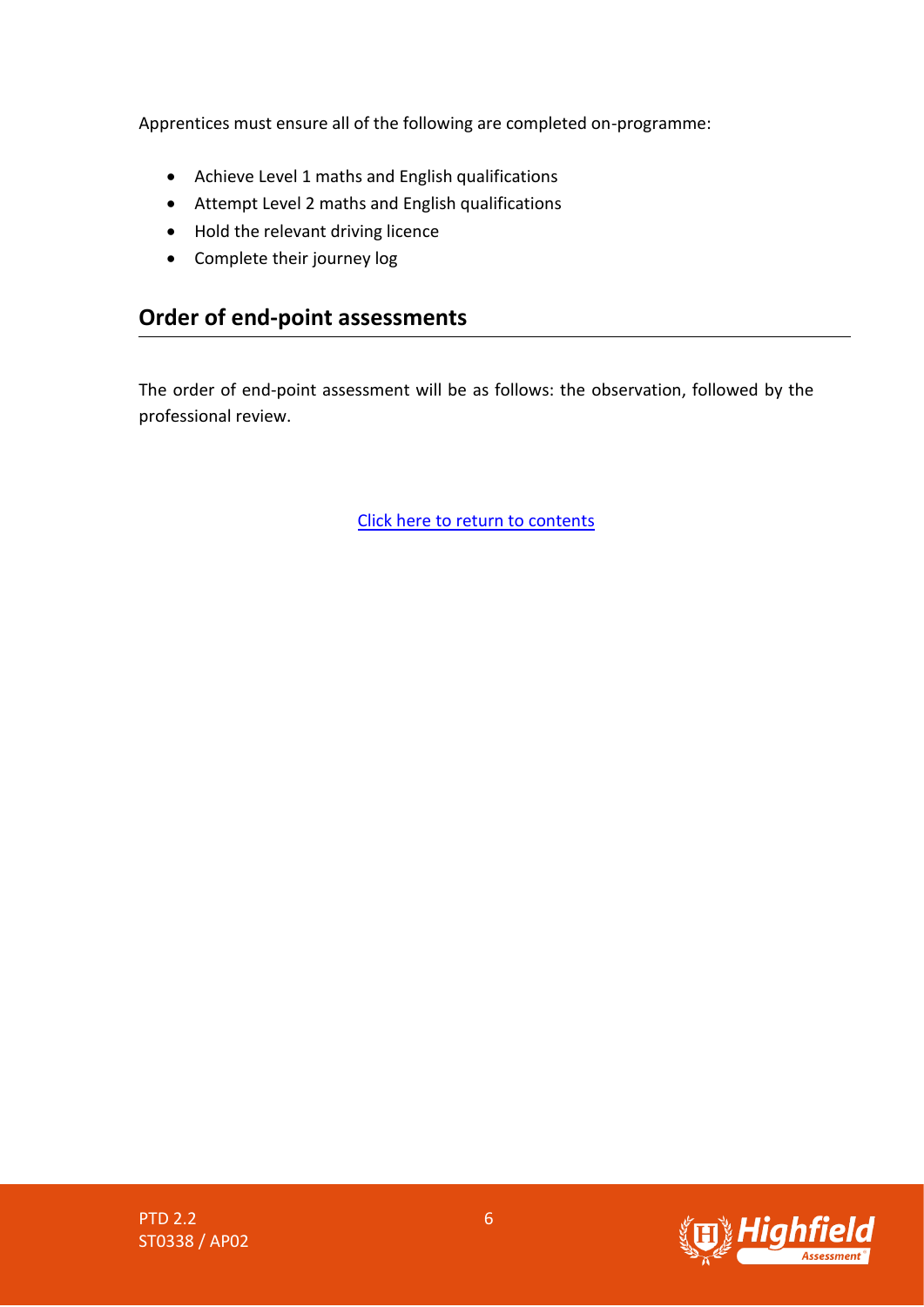Apprentices must ensure all of the following are completed on-programme:

- Achieve Level 1 maths and English qualifications
- Attempt Level 2 maths and English qualifications
- Hold the relevant driving licence
- Complete their journey log

## Order of end-point assessments

The order of end-point assessment will be as follows: the observation, followed by the professional review.

Click here to return to contents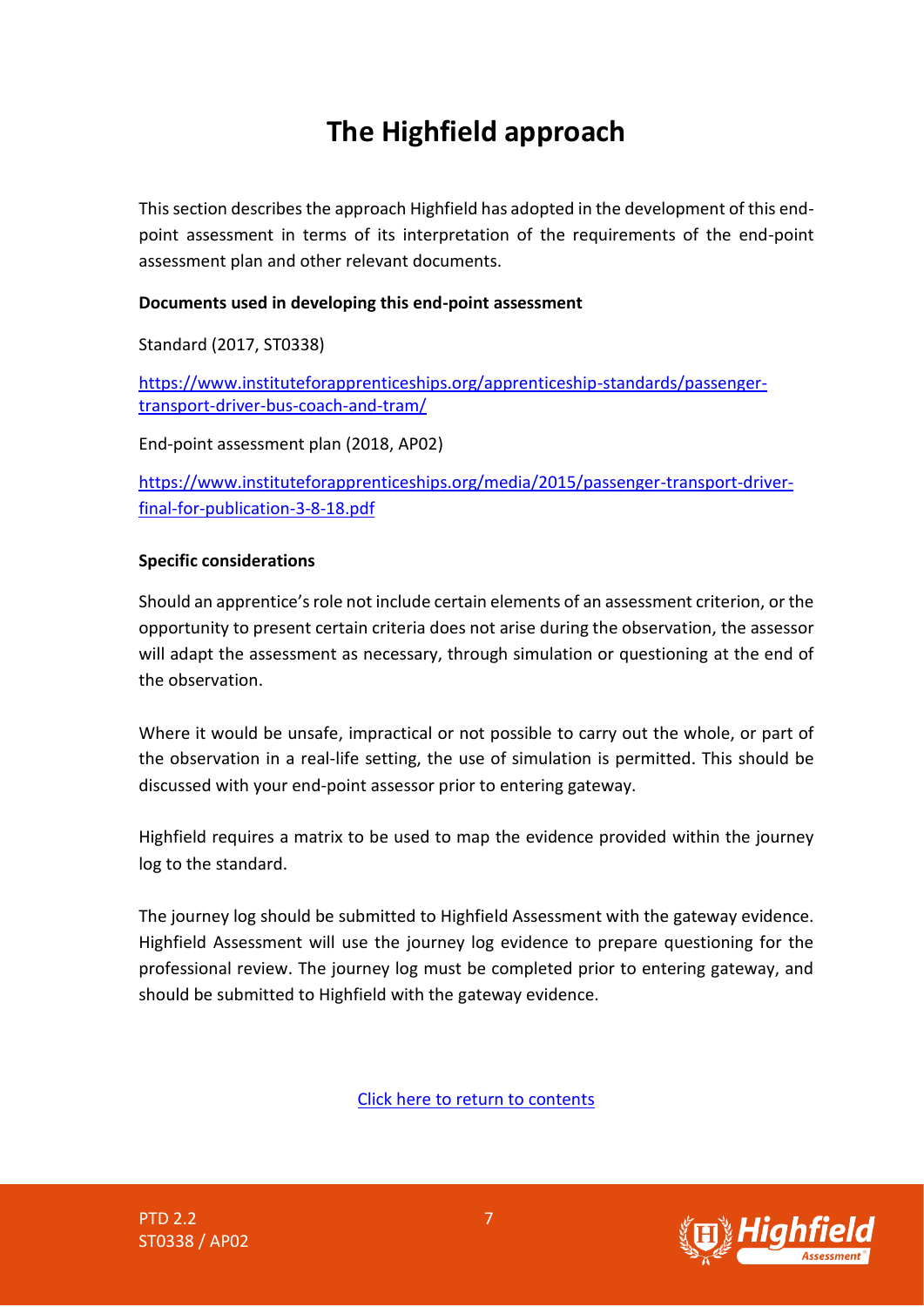# The Highfield approach

This section describes the approach Highfield has adopted in the development of this end-point assessment in terms of its interpretation of the requirements of the end-point assessment plan and other relevant documents.

**Documents used in developing this end-point assessment**

Standard (2017, ST0338)

https://www.instituteforapprenticeships.org/apprenticeship-standards/passenger-transport-driver-bus-coach-and-tram/

End-point assessment plan (2018, AP02)

https://www.instituteforapprenticeships.org/media/2015/passenger-transport-driver-final-for-publication-3-8-18.pdf

**Specific considerations**

Should an apprentice's role not include certain elements of an assessment criterion, or the opportunity to present certain criteria does not arise during the observation, the assessor will adapt the assessment as necessary, through simulation or questioning at the end of the observation.

Where it would be unsafe, impractical or not possible to carry out the whole, or part of the observation in a real-life setting, the use of simulation is permitted. This should be discussed with your end-point assessor prior to entering gateway.

Highfield requires a matrix to be used to map the evidence provided within the journey log to the standard.

The journey log should be submitted to Highfield Assessment with the gateway evidence. Highfield Assessment will use the journey log evidence to prepare questioning for the professional review. The journey log must be completed prior to entering gateway, and should be submitted to Highfield with the gateway evidence.

Click here to return to contents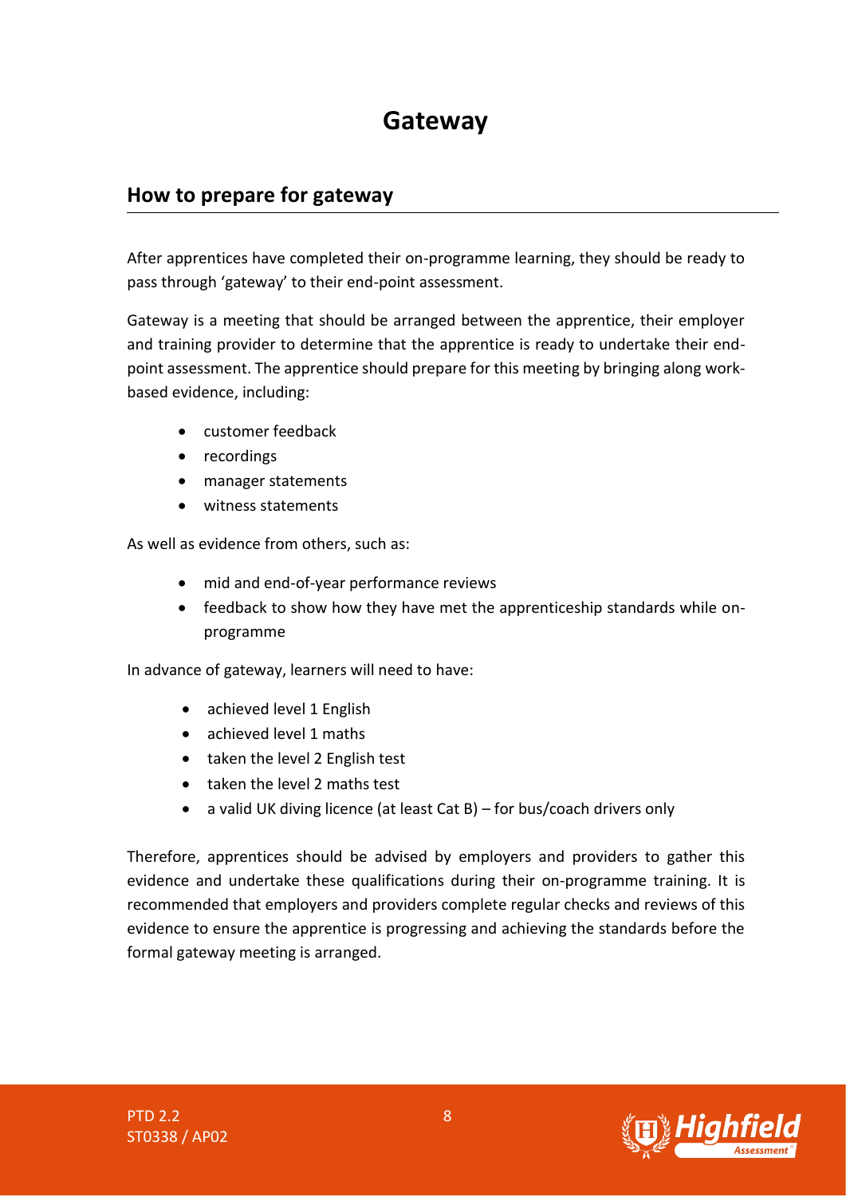# Gateway

## How to prepare for gateway

After apprentices have completed their on-programme learning, they should be ready to pass through 'gateway' to their end-point assessment.

Gateway is a meeting that should be arranged between the apprentice, their employer and training provider to determine that the apprentice is ready to undertake their end-point assessment. The apprentice should prepare for this meeting by bringing along work-based evidence, including:

- customer feedback
- recordings
- manager statements
- witness statements

As well as evidence from others, such as:

- mid and end-of-year performance reviews
- feedback to show how they have met the apprenticeship standards while on-programme

In advance of gateway, learners will need to have:

- achieved level 1 English
- achieved level 1 maths
- taken the level 2 English test
- taken the level 2 maths test
- a valid UK diving licence (at least Cat B) – for bus/coach drivers only

Therefore, apprentices should be advised by employers and providers to gather this evidence and undertake these qualifications during their on-programme training. It is recommended that employers and providers complete regular checks and reviews of this evidence to ensure the apprentice is progressing and achieving the standards before the formal gateway meeting is arranged.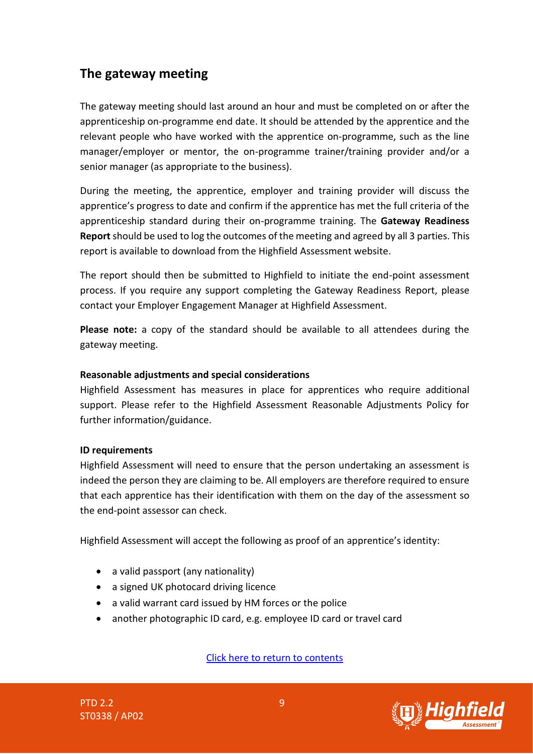## The gateway meeting

The gateway meeting should last around an hour and must be completed on or after the apprenticeship on-programme end date. It should be attended by the apprentice and the relevant people who have worked with the apprentice on-programme, such as the line manager/employer or mentor, the on-programme trainer/training provider and/or a senior manager (as appropriate to the business).

During the meeting, the apprentice, employer and training provider will discuss the apprentice's progress to date and confirm if the apprentice has met the full criteria of the apprenticeship standard during their on-programme training. The **Gateway Readiness Report** should be used to log the outcomes of the meeting and agreed by all 3 parties. This report is available to download from the Highfield Assessment website.

The report should then be submitted to Highfield to initiate the end-point assessment process. If you require any support completing the Gateway Readiness Report, please contact your Employer Engagement Manager at Highfield Assessment.

**Please note:** a copy of the standard should be available to all attendees during the gateway meeting.

**Reasonable adjustments and special considerations**

Highfield Assessment has measures in place for apprentices who require additional support. Please refer to the Highfield Assessment Reasonable Adjustments Policy for further information/guidance.

**ID requirements**

Highfield Assessment will need to ensure that the person undertaking an assessment is indeed the person they are claiming to be. All employers are therefore required to ensure that each apprentice has their identification with them on the day of the assessment so the end-point assessor can check.

Highfield Assessment will accept the following as proof of an apprentice's identity:

- a valid passport (any nationality)
- a signed UK photocard driving licence
- a valid warrant card issued by HM forces or the police
- another photographic ID card, e.g. employee ID card or travel card

Click here to return to contents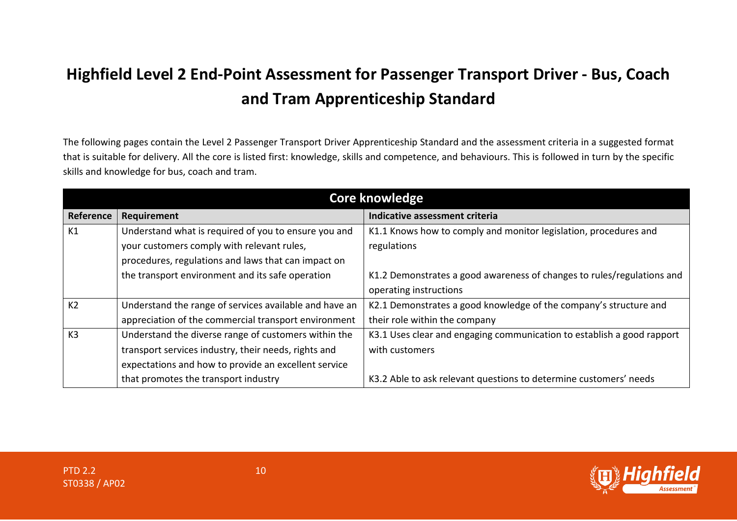# Highfield Level 2 End-Point Assessment for Passenger Transport Driver - Bus, Coach and Tram Apprenticeship Standard

The following pages contain the Level 2 Passenger Transport Driver Apprenticeship Standard and the assessment criteria in a suggested format that is suitable for delivery. All the core is listed first: knowledge, skills and competence, and behaviours. This is followed in turn by the specific skills and knowledge for bus, coach and tram.

| Core knowledge | | |
|---|---|---|
| **Reference** | **Requirement** | **Indicative assessment criteria** |
| K1 | Understand what is required of you to ensure you and your customers comply with relevant rules, procedures, regulations and laws that can impact on the transport environment and its safe operation | K1.1 Knows how to comply and monitor legislation, procedures and regulations<br><br>K1.2 Demonstrates a good awareness of changes to rules/regulations and operating instructions |
| K2 | Understand the range of services available and have an appreciation of the commercial transport environment | K2.1 Demonstrates a good knowledge of the company's structure and their role within the company |
| K3 | Understand the diverse range of customers within the transport services industry, their needs, rights and expectations and how to provide an excellent service that promotes the transport industry | K3.1 Uses clear and engaging communication to establish a good rapport with customers<br><br>K3.2 Able to ask relevant questions to determine customers' needs |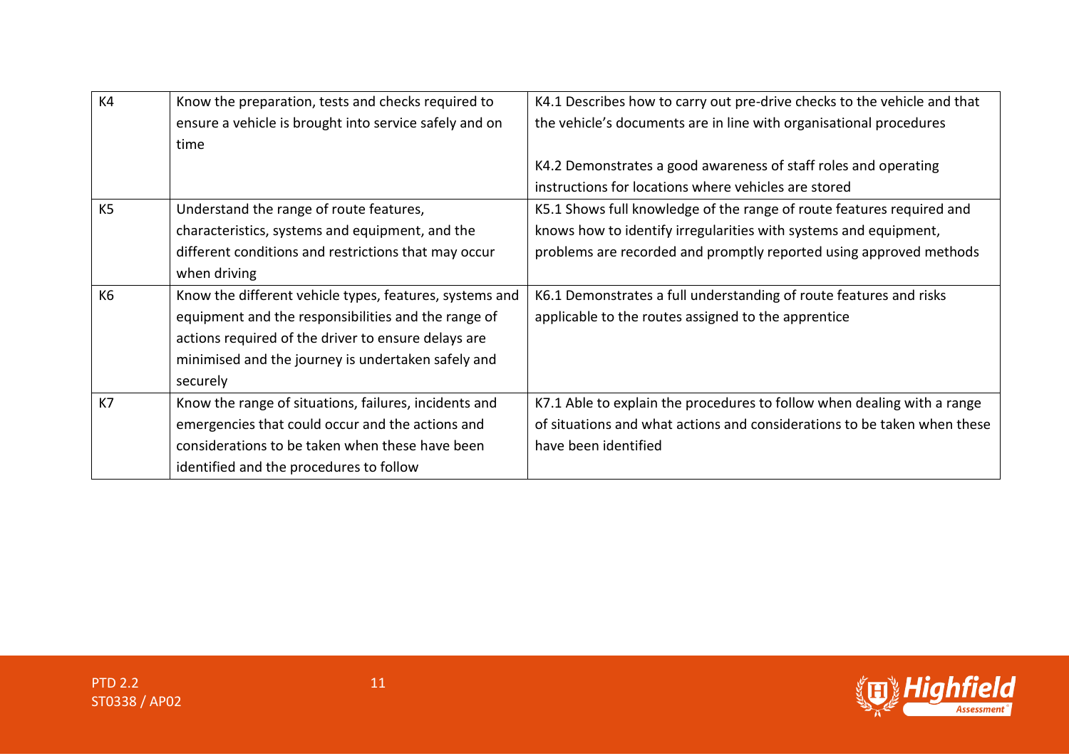| | | |
|---|---|---|
| K4 | Know the preparation, tests and checks required to ensure a vehicle is brought into service safely and on time | K4.1 Describes how to carry out pre-drive checks to the vehicle and that the vehicle's documents are in line with organisational procedures<br><br>K4.2 Demonstrates a good awareness of staff roles and operating instructions for locations where vehicles are stored |
| K5 | Understand the range of route features, characteristics, systems and equipment, and the different conditions and restrictions that may occur when driving | K5.1 Shows full knowledge of the range of route features required and knows how to identify irregularities with systems and equipment, problems are recorded and promptly reported using approved methods |
| K6 | Know the different vehicle types, features, systems and equipment and the responsibilities and the range of actions required of the driver to ensure delays are minimised and the journey is undertaken safely and securely | K6.1 Demonstrates a full understanding of route features and risks applicable to the routes assigned to the apprentice |
| K7 | Know the range of situations, failures, incidents and emergencies that could occur and the actions and considerations to be taken when these have been identified and the procedures to follow | K7.1 Able to explain the procedures to follow when dealing with a range of situations and what actions and considerations to be taken when these have been identified |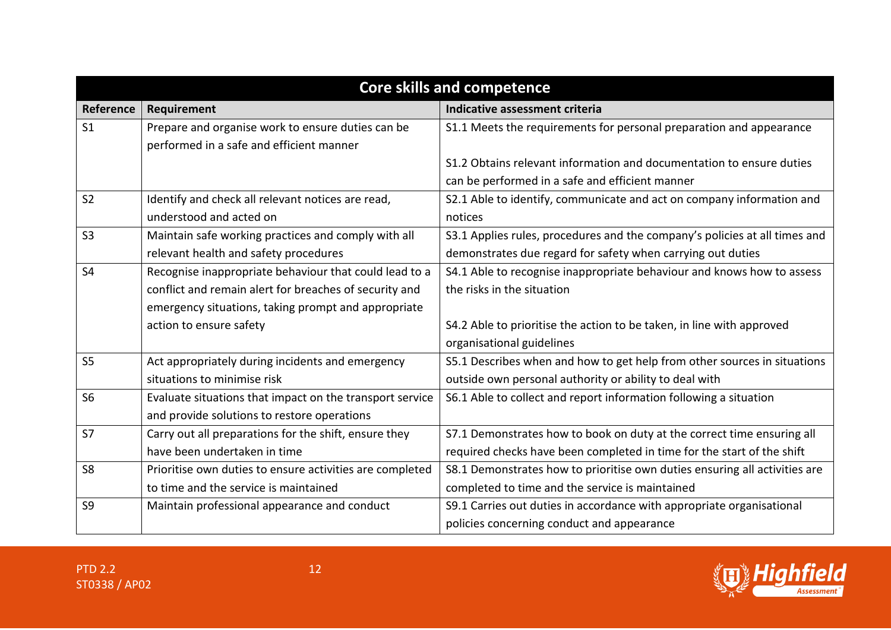| Core skills and competence | | |
|---|---|---|
| **Reference** | **Requirement** | **Indicative assessment criteria** |
| S1 | Prepare and organise work to ensure duties can be performed in a safe and efficient manner | S1.1 Meets the requirements for personal preparation and appearance<br><br>S1.2 Obtains relevant information and documentation to ensure duties can be performed in a safe and efficient manner |
| S2 | Identify and check all relevant notices are read, understood and acted on | S2.1 Able to identify, communicate and act on company information and notices |
| S3 | Maintain safe working practices and comply with all relevant health and safety procedures | S3.1 Applies rules, procedures and the company's policies at all times and demonstrates due regard for safety when carrying out duties |
| S4 | Recognise inappropriate behaviour that could lead to a conflict and remain alert for breaches of security and emergency situations, taking prompt and appropriate action to ensure safety | S4.1 Able to recognise inappropriate behaviour and knows how to assess the risks in the situation<br><br>S4.2 Able to prioritise the action to be taken, in line with approved organisational guidelines |
| S5 | Act appropriately during incidents and emergency situations to minimise risk | S5.1 Describes when and how to get help from other sources in situations outside own personal authority or ability to deal with |
| S6 | Evaluate situations that impact on the transport service and provide solutions to restore operations | S6.1 Able to collect and report information following a situation |
| S7 | Carry out all preparations for the shift, ensure they have been undertaken in time | S7.1 Demonstrates how to book on duty at the correct time ensuring all required checks have been completed in time for the start of the shift |
| S8 | Prioritise own duties to ensure activities are completed to time and the service is maintained | S8.1 Demonstrates how to prioritise own duties ensuring all activities are completed to time and the service is maintained |
| S9 | Maintain professional appearance and conduct | S9.1 Carries out duties in accordance with appropriate organisational policies concerning conduct and appearance |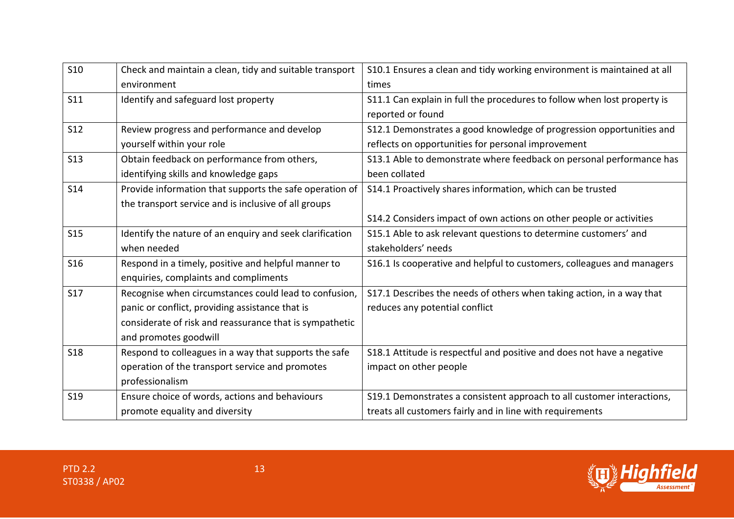| | | |
|---|---|---|
| S10 | Check and maintain a clean, tidy and suitable transport environment | S10.1 Ensures a clean and tidy working environment is maintained at all times |
| S11 | Identify and safeguard lost property | S11.1 Can explain in full the procedures to follow when lost property is reported or found |
| S12 | Review progress and performance and develop yourself within your role | S12.1 Demonstrates a good knowledge of progression opportunities and reflects on opportunities for personal improvement |
| S13 | Obtain feedback on performance from others, identifying skills and knowledge gaps | S13.1 Able to demonstrate where feedback on personal performance has been collated |
| S14 | Provide information that supports the safe operation of the transport service and is inclusive of all groups | S14.1 Proactively shares information, which can be trusted<br><br>S14.2 Considers impact of own actions on other people or activities |
| S15 | Identify the nature of an enquiry and seek clarification when needed | S15.1 Able to ask relevant questions to determine customers' and stakeholders' needs |
| S16 | Respond in a timely, positive and helpful manner to enquiries, complaints and compliments | S16.1 Is cooperative and helpful to customers, colleagues and managers |
| S17 | Recognise when circumstances could lead to confusion, panic or conflict, providing assistance that is considerate of risk and reassurance that is sympathetic and promotes goodwill | S17.1 Describes the needs of others when taking action, in a way that reduces any potential conflict |
| S18 | Respond to colleagues in a way that supports the safe operation of the transport service and promotes professionalism | S18.1 Attitude is respectful and positive and does not have a negative impact on other people |
| S19 | Ensure choice of words, actions and behaviours promote equality and diversity | S19.1 Demonstrates a consistent approach to all customer interactions, treats all customers fairly and in line with requirements |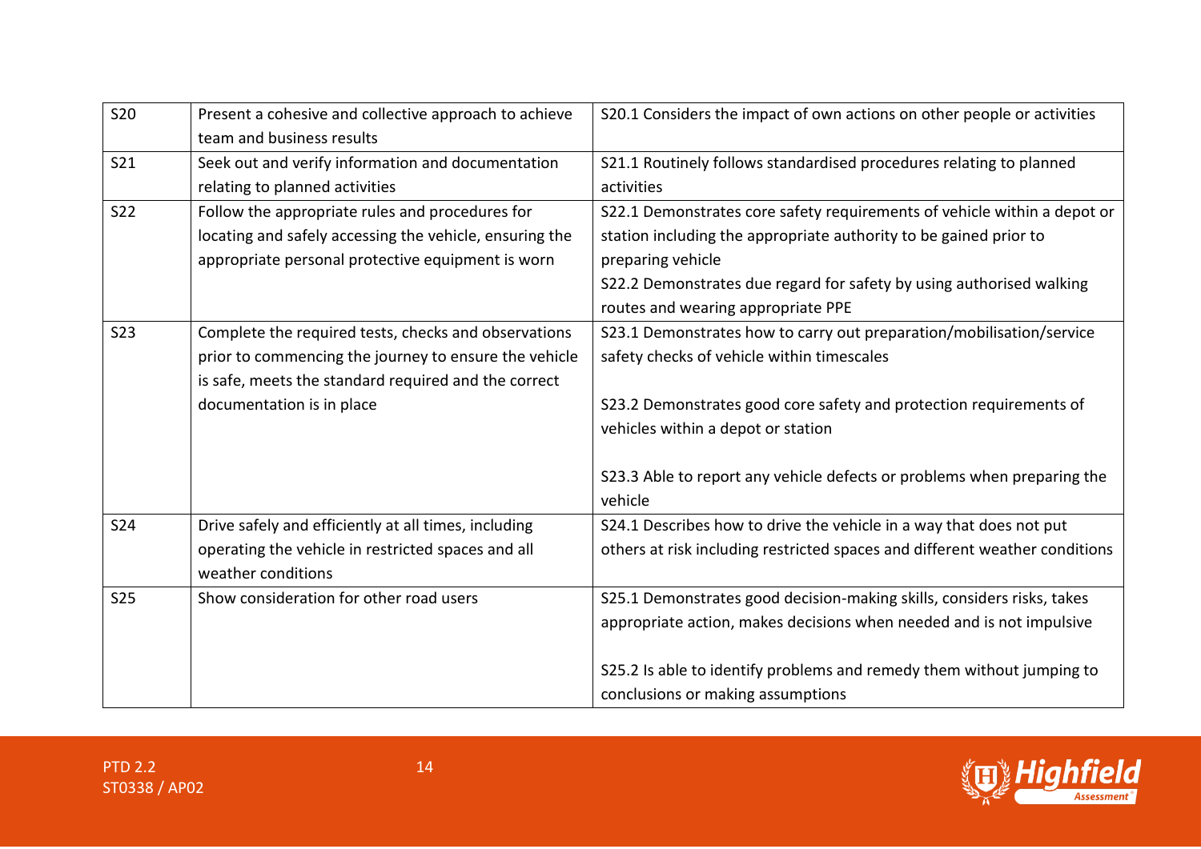| | | |
|---|---|---|
| S20 | Present a cohesive and collective approach to achieve team and business results | S20.1 Considers the impact of own actions on other people or activities |
| S21 | Seek out and verify information and documentation relating to planned activities | S21.1 Routinely follows standardised procedures relating to planned activities |
| S22 | Follow the appropriate rules and procedures for locating and safely accessing the vehicle, ensuring the appropriate personal protective equipment is worn | S22.1 Demonstrates core safety requirements of vehicle within a depot or station including the appropriate authority to be gained prior to preparing vehicle<br>S22.2 Demonstrates due regard for safety by using authorised walking routes and wearing appropriate PPE |
| S23 | Complete the required tests, checks and observations prior to commencing the journey to ensure the vehicle is safe, meets the standard required and the correct documentation is in place | S23.1 Demonstrates how to carry out preparation/mobilisation/service safety checks of vehicle within timescales<br><br>S23.2 Demonstrates good core safety and protection requirements of vehicles within a depot or station<br><br>S23.3 Able to report any vehicle defects or problems when preparing the vehicle |
| S24 | Drive safely and efficiently at all times, including operating the vehicle in restricted spaces and all weather conditions | S24.1 Describes how to drive the vehicle in a way that does not put others at risk including restricted spaces and different weather conditions |
| S25 | Show consideration for other road users | S25.1 Demonstrates good decision-making skills, considers risks, takes appropriate action, makes decisions when needed and is not impulsive<br><br>S25.2 Is able to identify problems and remedy them without jumping to conclusions or making assumptions |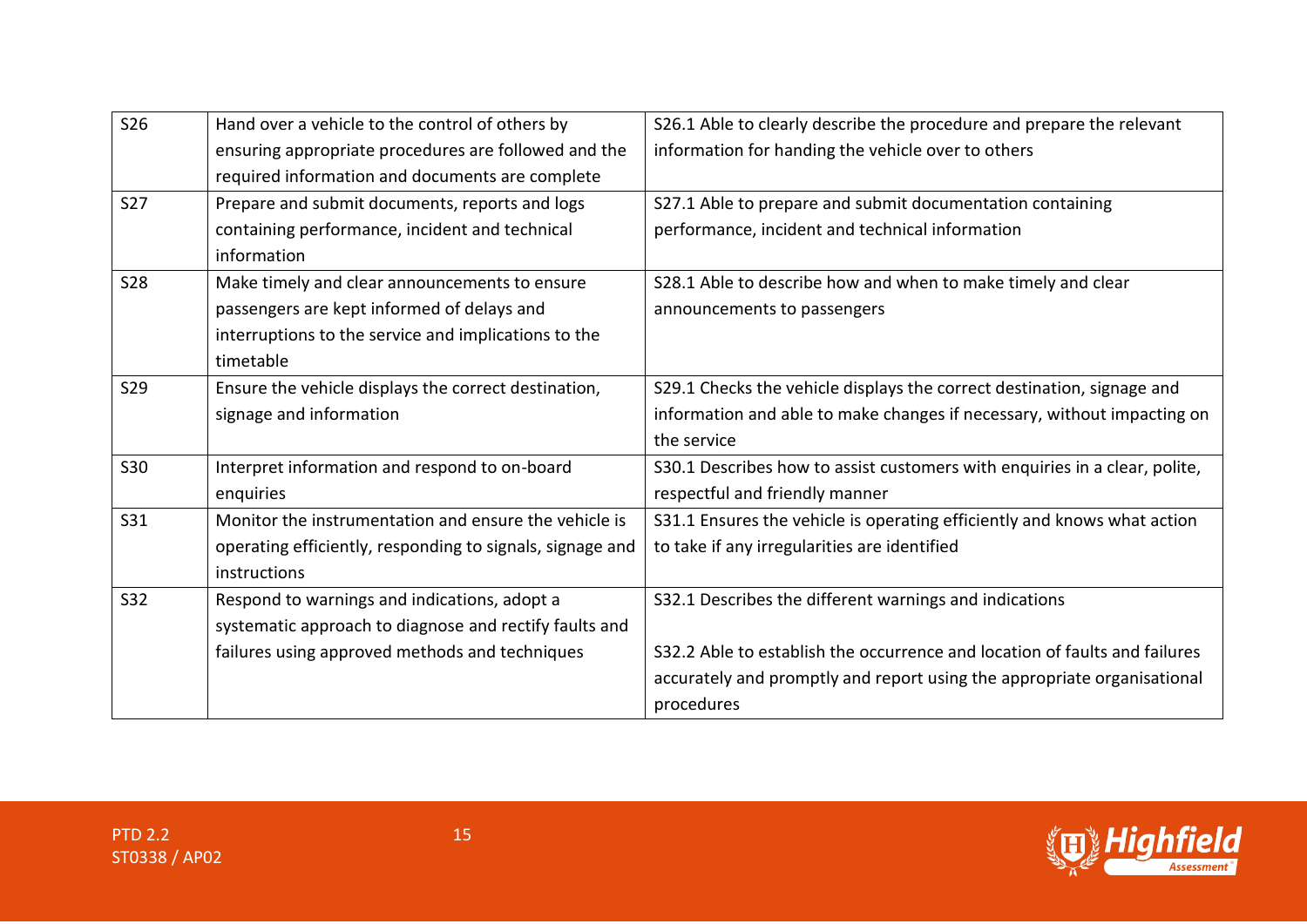| | | |
|---|---|---|
| S26 | Hand over a vehicle to the control of others by ensuring appropriate procedures are followed and the required information and documents are complete | S26.1 Able to clearly describe the procedure and prepare the relevant information for handing the vehicle over to others |
| S27 | Prepare and submit documents, reports and logs containing performance, incident and technical information | S27.1 Able to prepare and submit documentation containing performance, incident and technical information |
| S28 | Make timely and clear announcements to ensure passengers are kept informed of delays and interruptions to the service and implications to the timetable | S28.1 Able to describe how and when to make timely and clear announcements to passengers |
| S29 | Ensure the vehicle displays the correct destination, signage and information | S29.1 Checks the vehicle displays the correct destination, signage and information and able to make changes if necessary, without impacting on the service |
| S30 | Interpret information and respond to on-board enquiries | S30.1 Describes how to assist customers with enquiries in a clear, polite, respectful and friendly manner |
| S31 | Monitor the instrumentation and ensure the vehicle is operating efficiently, responding to signals, signage and instructions | S31.1 Ensures the vehicle is operating efficiently and knows what action to take if any irregularities are identified |
| S32 | Respond to warnings and indications, adopt a systematic approach to diagnose and rectify faults and failures using approved methods and techniques | S32.1 Describes the different warnings and indications<br><br>S32.2 Able to establish the occurrence and location of faults and failures accurately and promptly and report using the appropriate organisational procedures |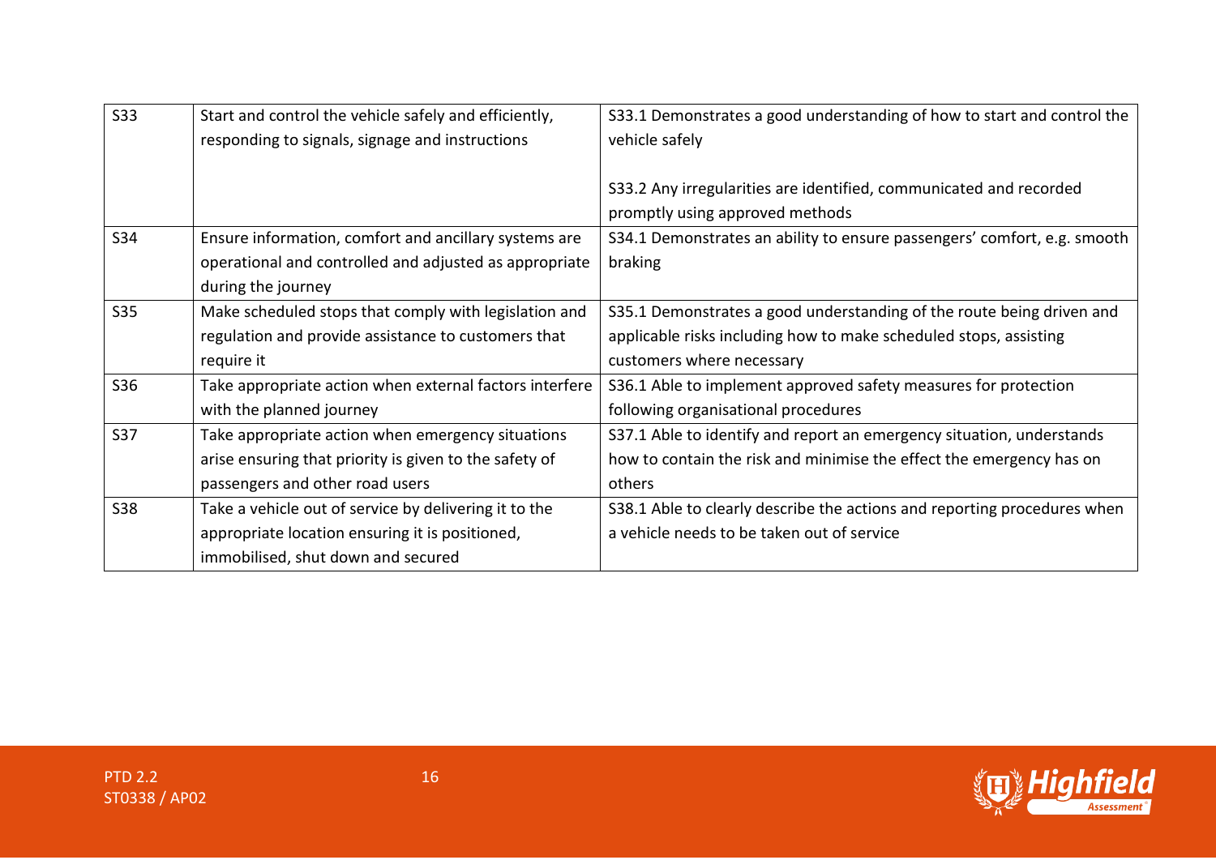| | | |
|---|---|---|
| S33 | Start and control the vehicle safely and efficiently, responding to signals, signage and instructions | S33.1 Demonstrates a good understanding of how to start and control the vehicle safely<br><br>S33.2 Any irregularities are identified, communicated and recorded promptly using approved methods |
| S34 | Ensure information, comfort and ancillary systems are operational and controlled and adjusted as appropriate during the journey | S34.1 Demonstrates an ability to ensure passengers' comfort, e.g. smooth braking |
| S35 | Make scheduled stops that comply with legislation and regulation and provide assistance to customers that require it | S35.1 Demonstrates a good understanding of the route being driven and applicable risks including how to make scheduled stops, assisting customers where necessary |
| S36 | Take appropriate action when external factors interfere with the planned journey | S36.1 Able to implement approved safety measures for protection following organisational procedures |
| S37 | Take appropriate action when emergency situations arise ensuring that priority is given to the safety of passengers and other road users | S37.1 Able to identify and report an emergency situation, understands how to contain the risk and minimise the effect the emergency has on others |
| S38 | Take a vehicle out of service by delivering it to the appropriate location ensuring it is positioned, immobilised, shut down and secured | S38.1 Able to clearly describe the actions and reporting procedures when a vehicle needs to be taken out of service |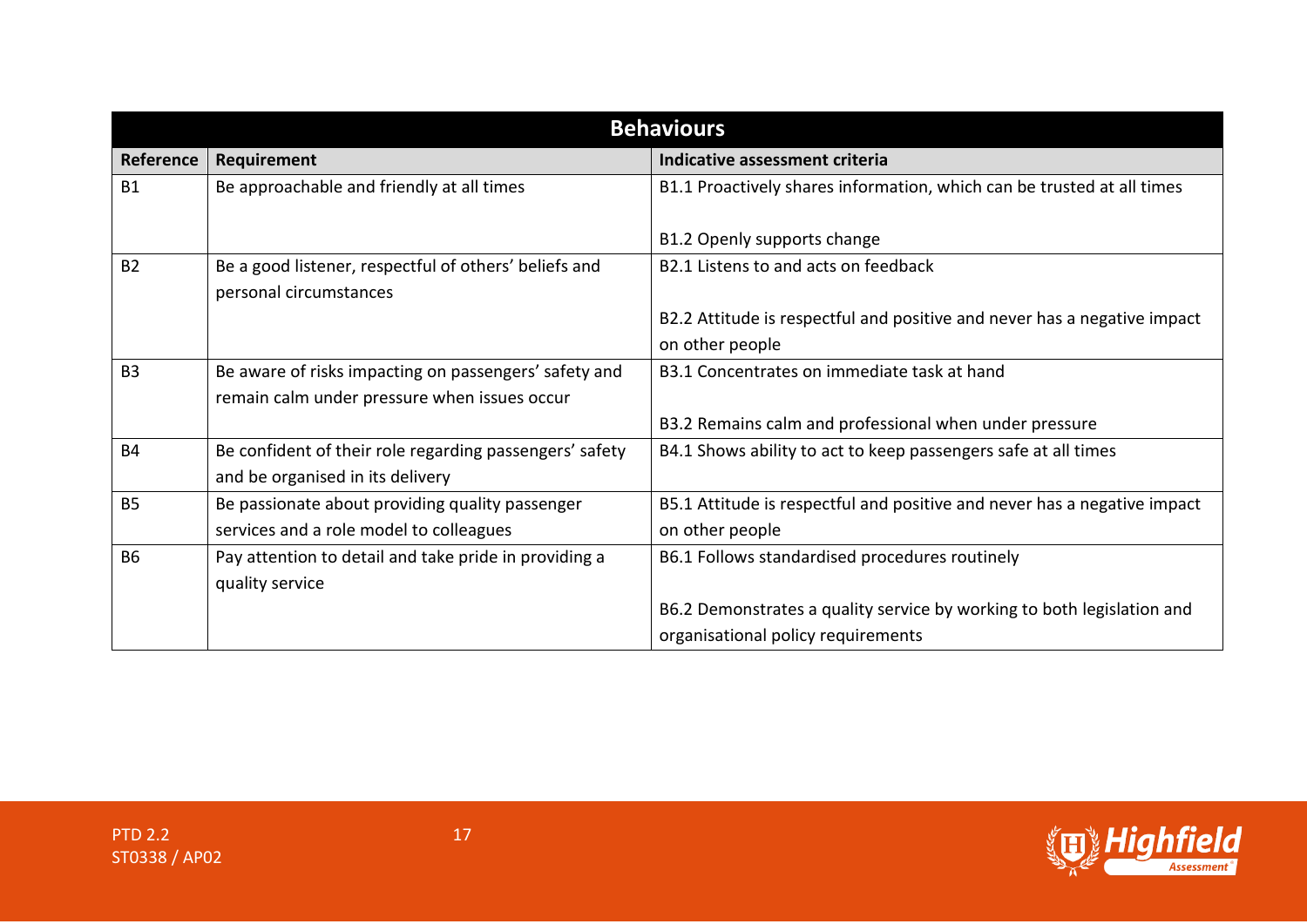| Behaviours | | |
|---|---|---|
| **Reference** | **Requirement** | **Indicative assessment criteria** |
| B1 | Be approachable and friendly at all times | B1.1 Proactively shares information, which can be trusted at all times<br><br>B1.2 Openly supports change |
| B2 | Be a good listener, respectful of others' beliefs and personal circumstances | B2.1 Listens to and acts on feedback<br><br>B2.2 Attitude is respectful and positive and never has a negative impact on other people |
| B3 | Be aware of risks impacting on passengers' safety and remain calm under pressure when issues occur | B3.1 Concentrates on immediate task at hand<br><br>B3.2 Remains calm and professional when under pressure |
| B4 | Be confident of their role regarding passengers' safety and be organised in its delivery | B4.1 Shows ability to act to keep passengers safe at all times |
| B5 | Be passionate about providing quality passenger services and a role model to colleagues | B5.1 Attitude is respectful and positive and never has a negative impact on other people |
| B6 | Pay attention to detail and take pride in providing a quality service | B6.1 Follows standardised procedures routinely<br><br>B6.2 Demonstrates a quality service by working to both legislation and organisational policy requirements |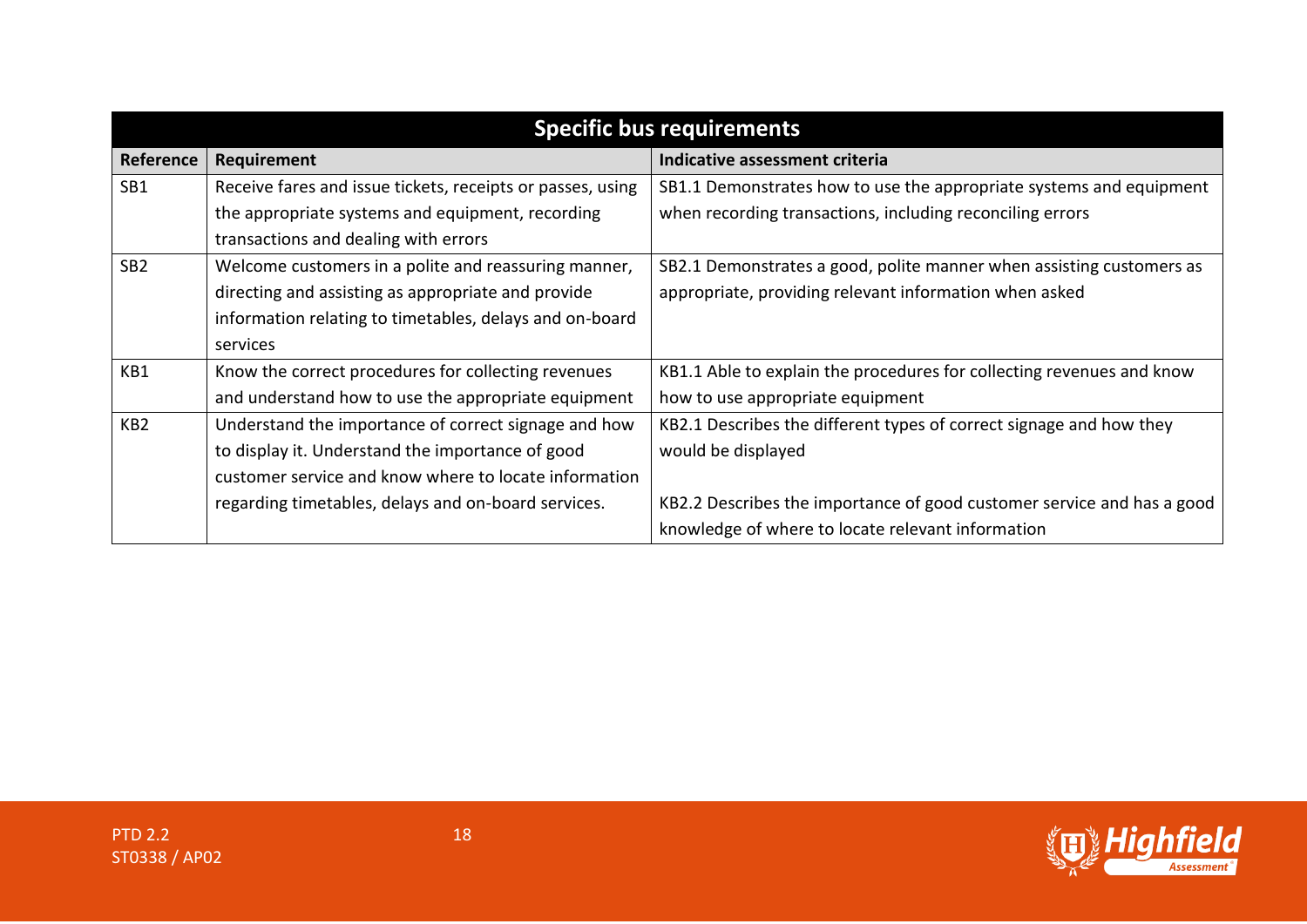| Specific bus requirements | | |
|---|---|---|
| **Reference** | **Requirement** | **Indicative assessment criteria** |
| SB1 | Receive fares and issue tickets, receipts or passes, using the appropriate systems and equipment, recording transactions and dealing with errors | SB1.1 Demonstrates how to use the appropriate systems and equipment when recording transactions, including reconciling errors |
| SB2 | Welcome customers in a polite and reassuring manner, directing and assisting as appropriate and provide information relating to timetables, delays and on-board services | SB2.1 Demonstrates a good, polite manner when assisting customers as appropriate, providing relevant information when asked |
| KB1 | Know the correct procedures for collecting revenues and understand how to use the appropriate equipment | KB1.1 Able to explain the procedures for collecting revenues and know how to use appropriate equipment |
| KB2 | Understand the importance of correct signage and how to display it. Understand the importance of good customer service and know where to locate information regarding timetables, delays and on-board services. | KB2.1 Describes the different types of correct signage and how they would be displayed<br><br>KB2.2 Describes the importance of good customer service and has a good knowledge of where to locate relevant information |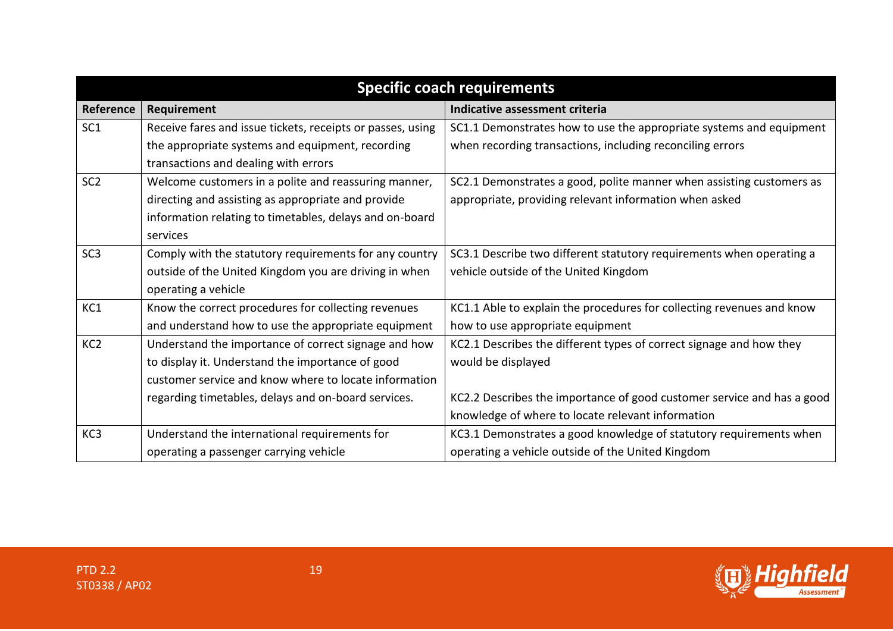| Specific coach requirements | | |
|---|---|---|
| **Reference** | **Requirement** | **Indicative assessment criteria** |
| SC1 | Receive fares and issue tickets, receipts or passes, using the appropriate systems and equipment, recording transactions and dealing with errors | SC1.1 Demonstrates how to use the appropriate systems and equipment when recording transactions, including reconciling errors |
| SC2 | Welcome customers in a polite and reassuring manner, directing and assisting as appropriate and provide information relating to timetables, delays and on-board services | SC2.1 Demonstrates a good, polite manner when assisting customers as appropriate, providing relevant information when asked |
| SC3 | Comply with the statutory requirements for any country outside of the United Kingdom you are driving in when operating a vehicle | SC3.1 Describe two different statutory requirements when operating a vehicle outside of the United Kingdom |
| KC1 | Know the correct procedures for collecting revenues and understand how to use the appropriate equipment | KC1.1 Able to explain the procedures for collecting revenues and know how to use appropriate equipment |
| KC2 | Understand the importance of correct signage and how to display it. Understand the importance of good customer service and know where to locate information regarding timetables, delays and on-board services. | KC2.1 Describes the different types of correct signage and how they would be displayed<br><br>KC2.2 Describes the importance of good customer service and has a good knowledge of where to locate relevant information |
| KC3 | Understand the international requirements for operating a passenger carrying vehicle | KC3.1 Demonstrates a good knowledge of statutory requirements when operating a vehicle outside of the United Kingdom |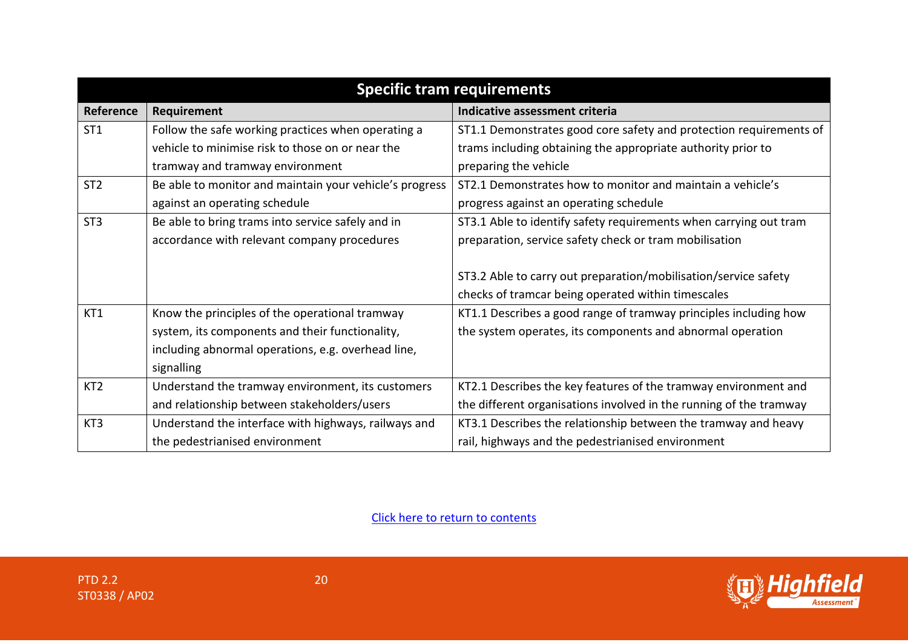| Specific tram requirements | | |
|---|---|---|
| **Reference** | **Requirement** | **Indicative assessment criteria** |
| ST1 | Follow the safe working practices when operating a vehicle to minimise risk to those on or near the tramway and tramway environment | ST1.1 Demonstrates good core safety and protection requirements of trams including obtaining the appropriate authority prior to preparing the vehicle |
| ST2 | Be able to monitor and maintain your vehicle's progress against an operating schedule | ST2.1 Demonstrates how to monitor and maintain a vehicle's progress against an operating schedule |
| ST3 | Be able to bring trams into service safely and in accordance with relevant company procedures | ST3.1 Able to identify safety requirements when carrying out tram preparation, service safety check or tram mobilisation<br><br>ST3.2 Able to carry out preparation/mobilisation/service safety checks of tramcar being operated within timescales |
| KT1 | Know the principles of the operational tramway system, its components and their functionality, including abnormal operations, e.g. overhead line, signalling | KT1.1 Describes a good range of tramway principles including how the system operates, its components and abnormal operation |
| KT2 | Understand the tramway environment, its customers and relationship between stakeholders/users | KT2.1 Describes the key features of the tramway environment and the different organisations involved in the running of the tramway |
| KT3 | Understand the interface with highways, railways and the pedestrianised environment | KT3.1 Describes the relationship between the tramway and heavy rail, highways and the pedestrianised environment |

Click here to return to contents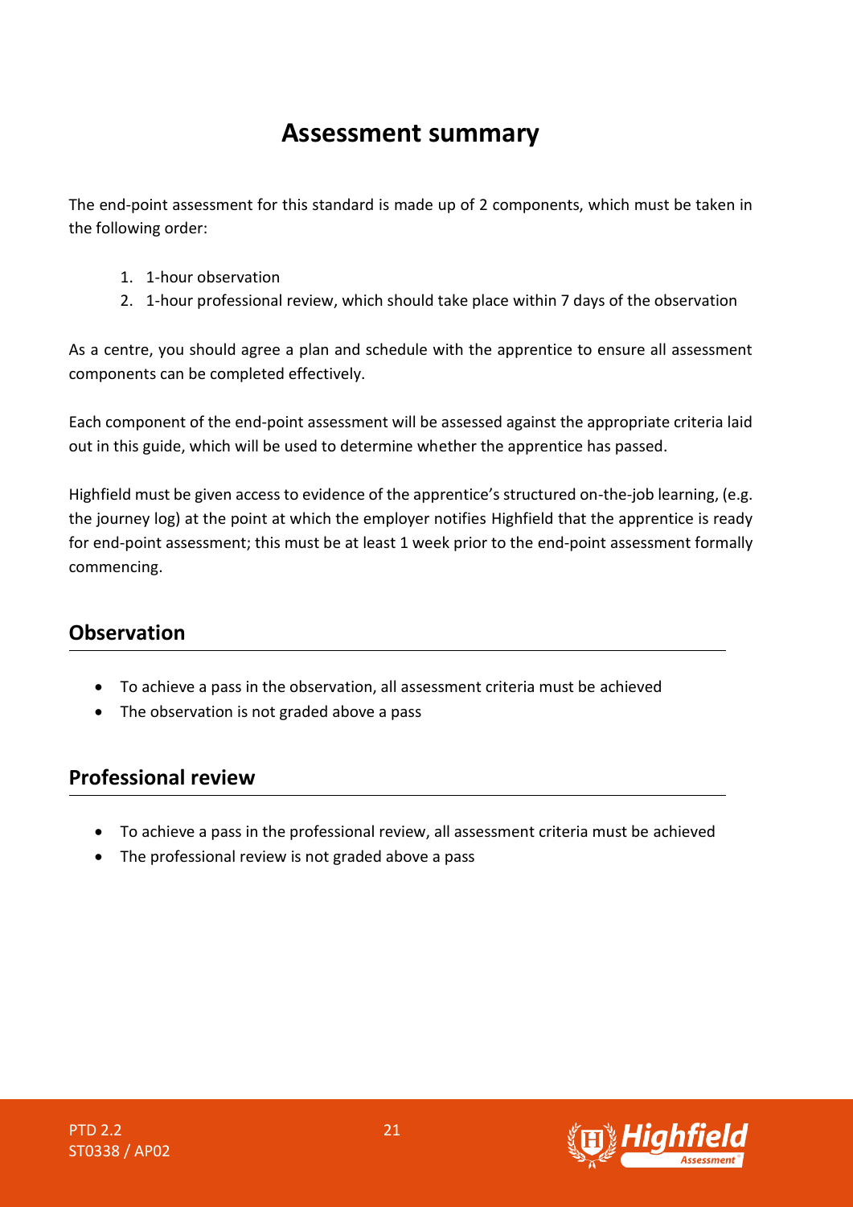# Assessment summary

The end-point assessment for this standard is made up of 2 components, which must be taken in the following order:

1. 1-hour observation
2. 1-hour professional review, which should take place within 7 days of the observation

As a centre, you should agree a plan and schedule with the apprentice to ensure all assessment components can be completed effectively.

Each component of the end-point assessment will be assessed against the appropriate criteria laid out in this guide, which will be used to determine whether the apprentice has passed.

Highfield must be given access to evidence of the apprentice's structured on-the-job learning, (e.g. the journey log) at the point at which the employer notifies Highfield that the apprentice is ready for end-point assessment; this must be at least 1 week prior to the end-point assessment formally commencing.

## Observation

- To achieve a pass in the observation, all assessment criteria must be achieved
- The observation is not graded above a pass

## Professional review

- To achieve a pass in the professional review, all assessment criteria must be achieved
- The professional review is not graded above a pass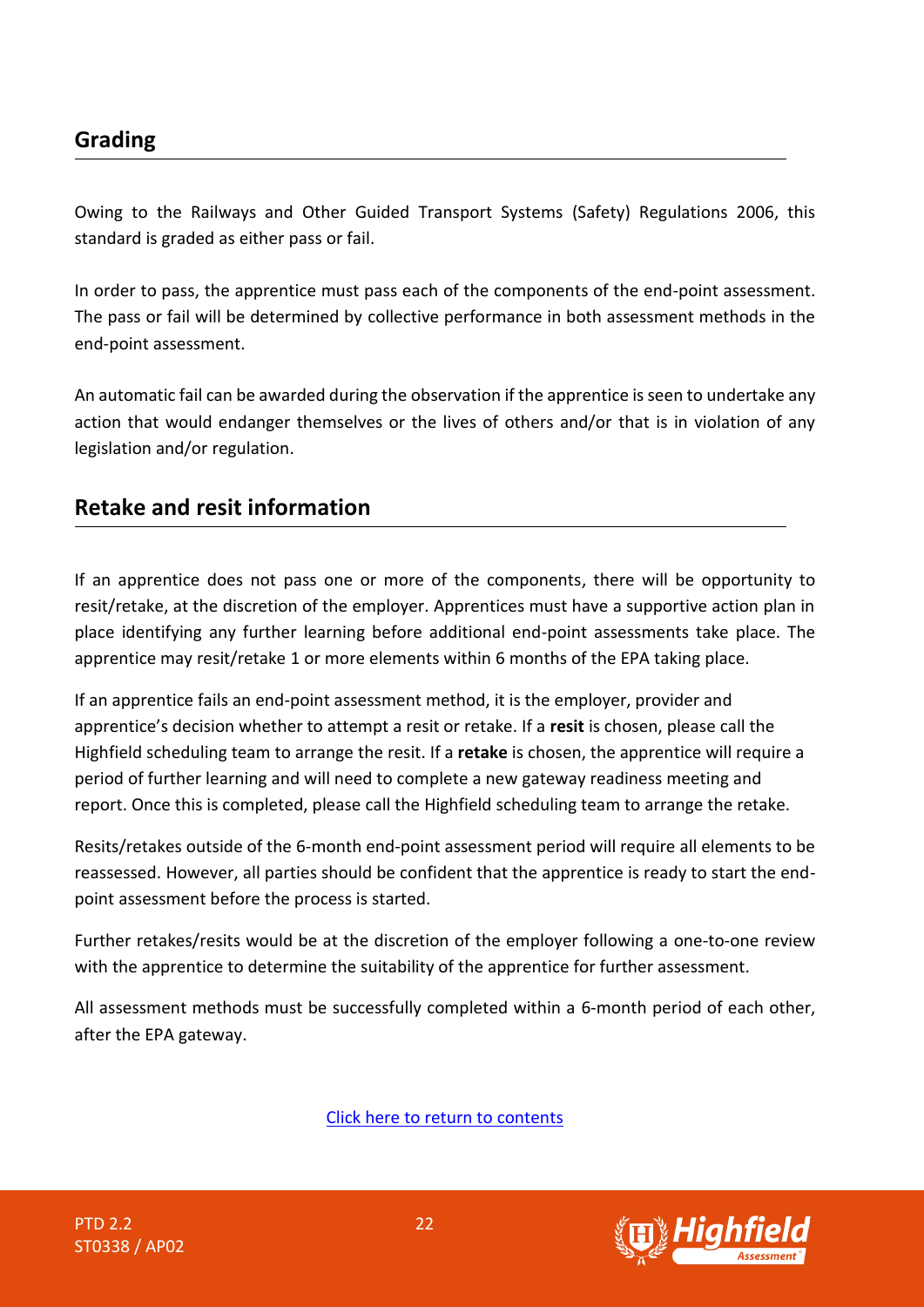## Grading

Owing to the Railways and Other Guided Transport Systems (Safety) Regulations 2006, this standard is graded as either pass or fail.

In order to pass, the apprentice must pass each of the components of the end-point assessment. The pass or fail will be determined by collective performance in both assessment methods in the end-point assessment.

An automatic fail can be awarded during the observation if the apprentice is seen to undertake any action that would endanger themselves or the lives of others and/or that is in violation of any legislation and/or regulation.

## Retake and resit information

If an apprentice does not pass one or more of the components, there will be opportunity to resit/retake, at the discretion of the employer. Apprentices must have a supportive action plan in place identifying any further learning before additional end-point assessments take place. The apprentice may resit/retake 1 or more elements within 6 months of the EPA taking place.

If an apprentice fails an end-point assessment method, it is the employer, provider and apprentice's decision whether to attempt a resit or retake. If a **resit** is chosen, please call the Highfield scheduling team to arrange the resit. If a **retake** is chosen, the apprentice will require a period of further learning and will need to complete a new gateway readiness meeting and report. Once this is completed, please call the Highfield scheduling team to arrange the retake.

Resits/retakes outside of the 6-month end-point assessment period will require all elements to be reassessed. However, all parties should be confident that the apprentice is ready to start the end-point assessment before the process is started.

Further retakes/resits would be at the discretion of the employer following a one-to-one review with the apprentice to determine the suitability of the apprentice for further assessment.

All assessment methods must be successfully completed within a 6-month period of each other, after the EPA gateway.

Click here to return to contents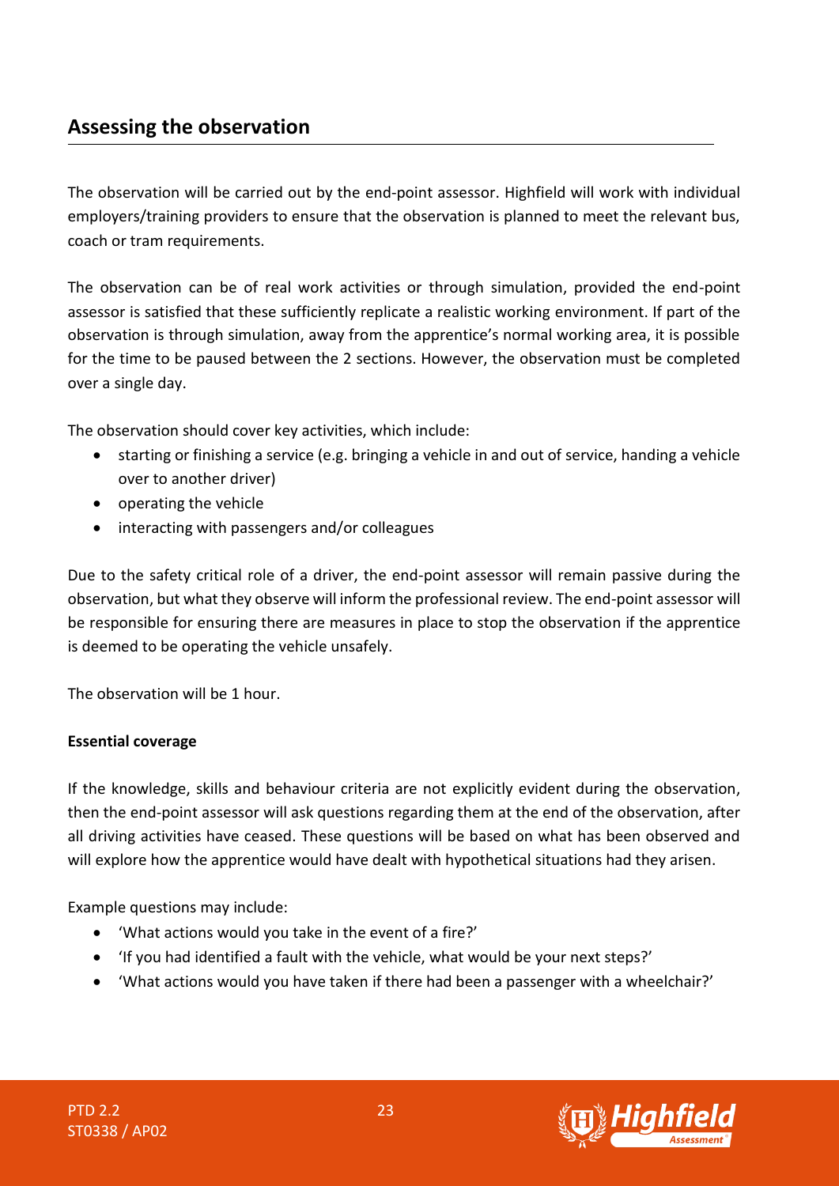## Assessing the observation

The observation will be carried out by the end-point assessor. Highfield will work with individual employers/training providers to ensure that the observation is planned to meet the relevant bus, coach or tram requirements.

The observation can be of real work activities or through simulation, provided the end-point assessor is satisfied that these sufficiently replicate a realistic working environment. If part of the observation is through simulation, away from the apprentice's normal working area, it is possible for the time to be paused between the 2 sections. However, the observation must be completed over a single day.

The observation should cover key activities, which include:

- starting or finishing a service (e.g. bringing a vehicle in and out of service, handing a vehicle over to another driver)
- operating the vehicle
- interacting with passengers and/or colleagues

Due to the safety critical role of a driver, the end-point assessor will remain passive during the observation, but what they observe will inform the professional review. The end-point assessor will be responsible for ensuring there are measures in place to stop the observation if the apprentice is deemed to be operating the vehicle unsafely.

The observation will be 1 hour.

**Essential coverage**

If the knowledge, skills and behaviour criteria are not explicitly evident during the observation, then the end-point assessor will ask questions regarding them at the end of the observation, after all driving activities have ceased. These questions will be based on what has been observed and will explore how the apprentice would have dealt with hypothetical situations had they arisen.

Example questions may include:

- 'What actions would you take in the event of a fire?'
- 'If you had identified a fault with the vehicle, what would be your next steps?'
- 'What actions would you have taken if there had been a passenger with a wheelchair?'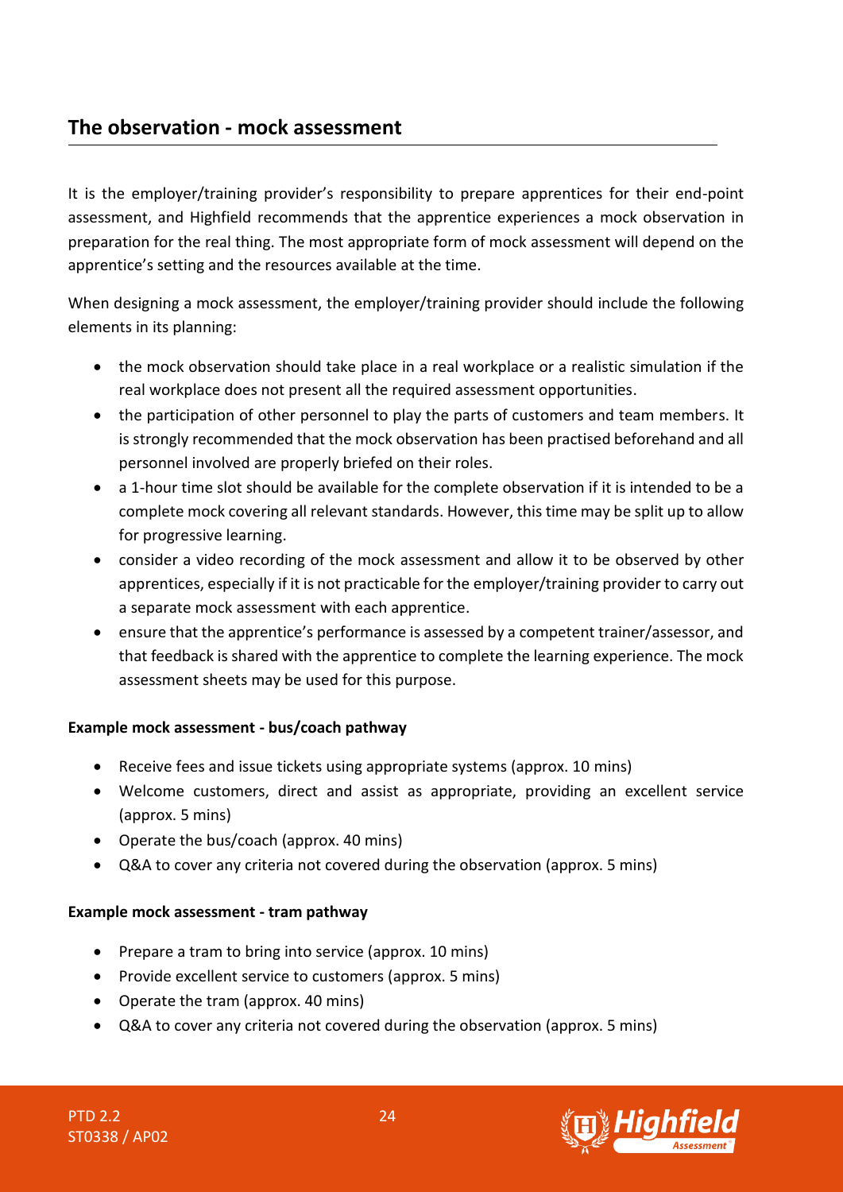## The observation - mock assessment

It is the employer/training provider's responsibility to prepare apprentices for their end-point assessment, and Highfield recommends that the apprentice experiences a mock observation in preparation for the real thing. The most appropriate form of mock assessment will depend on the apprentice's setting and the resources available at the time.

When designing a mock assessment, the employer/training provider should include the following elements in its planning:

- the mock observation should take place in a real workplace or a realistic simulation if the real workplace does not present all the required assessment opportunities.
- the participation of other personnel to play the parts of customers and team members. It is strongly recommended that the mock observation has been practised beforehand and all personnel involved are properly briefed on their roles.
- a 1-hour time slot should be available for the complete observation if it is intended to be a complete mock covering all relevant standards. However, this time may be split up to allow for progressive learning.
- consider a video recording of the mock assessment and allow it to be observed by other apprentices, especially if it is not practicable for the employer/training provider to carry out a separate mock assessment with each apprentice.
- ensure that the apprentice's performance is assessed by a competent trainer/assessor, and that feedback is shared with the apprentice to complete the learning experience. The mock assessment sheets may be used for this purpose.

**Example mock assessment - bus/coach pathway**

- Receive fees and issue tickets using appropriate systems (approx. 10 mins)
- Welcome customers, direct and assist as appropriate, providing an excellent service (approx. 5 mins)
- Operate the bus/coach (approx. 40 mins)
- Q&A to cover any criteria not covered during the observation (approx. 5 mins)

**Example mock assessment - tram pathway**

- Prepare a tram to bring into service (approx. 10 mins)
- Provide excellent service to customers (approx. 5 mins)
- Operate the tram (approx. 40 mins)
- Q&A to cover any criteria not covered during the observation (approx. 5 mins)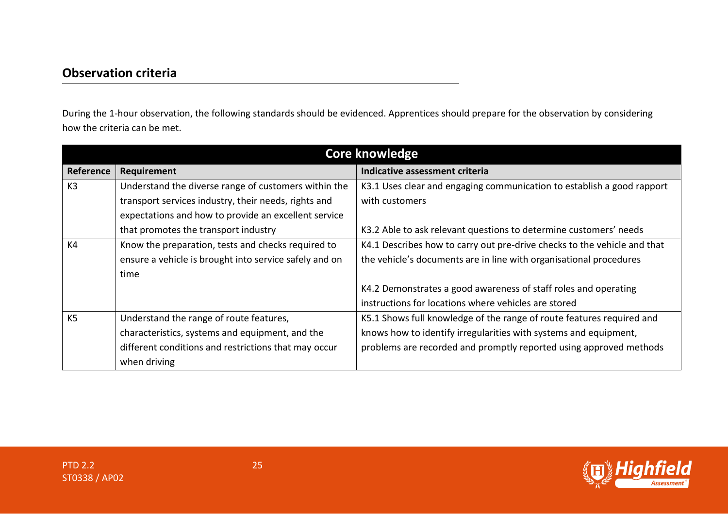## Observation criteria

During the 1-hour observation, the following standards should be evidenced. Apprentices should prepare for the observation by considering how the criteria can be met.

| Core knowledge | | |
|---|---|---|
| **Reference** | **Requirement** | **Indicative assessment criteria** |
| K3 | Understand the diverse range of customers within the transport services industry, their needs, rights and expectations and how to provide an excellent service that promotes the transport industry | K3.1 Uses clear and engaging communication to establish a good rapport with customers<br><br>K3.2 Able to ask relevant questions to determine customers' needs |
| K4 | Know the preparation, tests and checks required to ensure a vehicle is brought into service safely and on time | K4.1 Describes how to carry out pre-drive checks to the vehicle and that the vehicle's documents are in line with organisational procedures<br><br>K4.2 Demonstrates a good awareness of staff roles and operating instructions for locations where vehicles are stored |
| K5 | Understand the range of route features, characteristics, systems and equipment, and the different conditions and restrictions that may occur when driving | K5.1 Shows full knowledge of the range of route features required and knows how to identify irregularities with systems and equipment, problems are recorded and promptly reported using approved methods |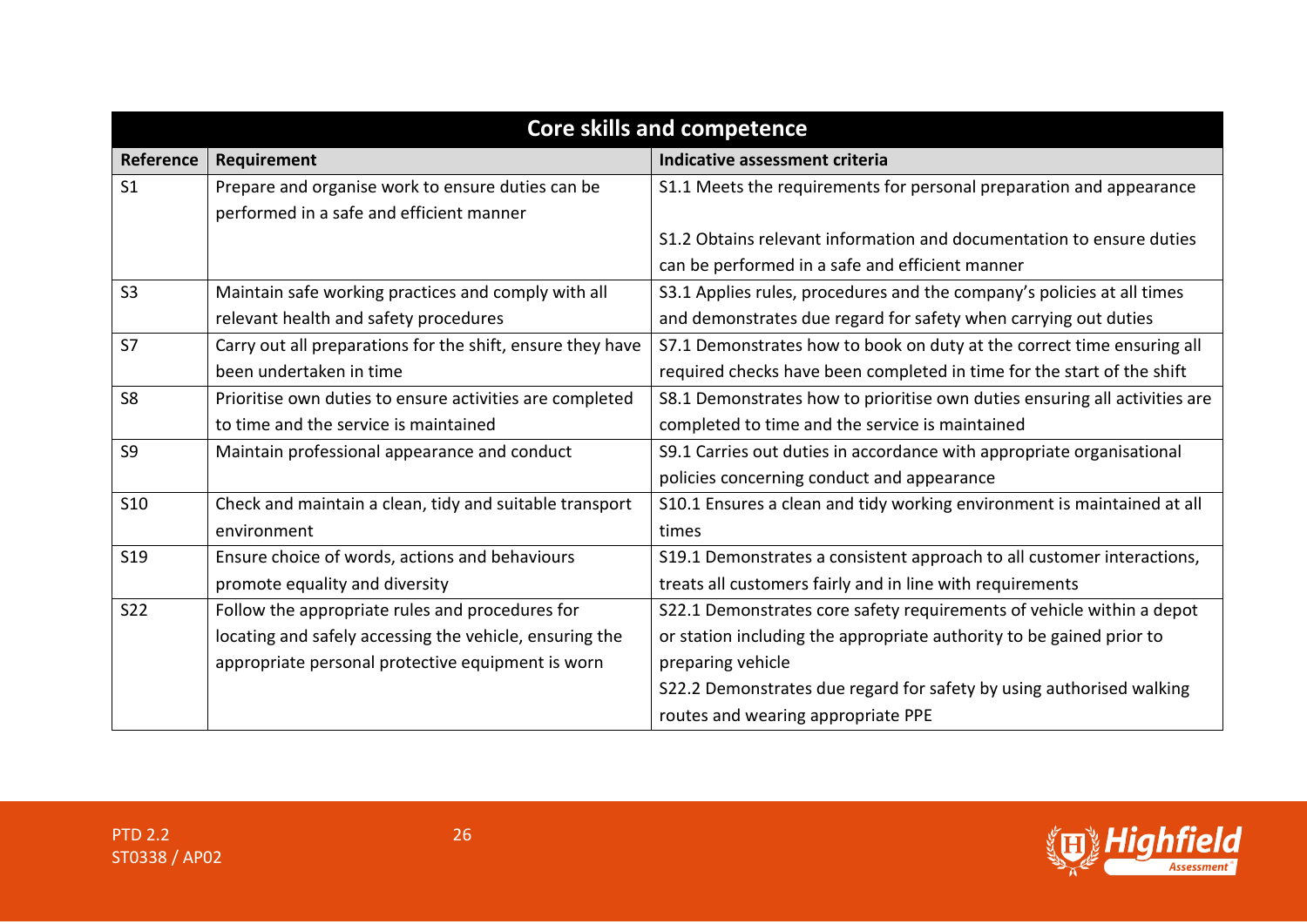| Core skills and competence | | |
|---|---|---|
| **Reference** | **Requirement** | **Indicative assessment criteria** |
| S1 | Prepare and organise work to ensure duties can be performed in a safe and efficient manner | S1.1 Meets the requirements for personal preparation and appearance<br><br>S1.2 Obtains relevant information and documentation to ensure duties can be performed in a safe and efficient manner |
| S3 | Maintain safe working practices and comply with all relevant health and safety procedures | S3.1 Applies rules, procedures and the company's policies at all times and demonstrates due regard for safety when carrying out duties |
| S7 | Carry out all preparations for the shift, ensure they have been undertaken in time | S7.1 Demonstrates how to book on duty at the correct time ensuring all required checks have been completed in time for the start of the shift |
| S8 | Prioritise own duties to ensure activities are completed to time and the service is maintained | S8.1 Demonstrates how to prioritise own duties ensuring all activities are completed to time and the service is maintained |
| S9 | Maintain professional appearance and conduct | S9.1 Carries out duties in accordance with appropriate organisational policies concerning conduct and appearance |
| S10 | Check and maintain a clean, tidy and suitable transport environment | S10.1 Ensures a clean and tidy working environment is maintained at all times |
| S19 | Ensure choice of words, actions and behaviours promote equality and diversity | S19.1 Demonstrates a consistent approach to all customer interactions, treats all customers fairly and in line with requirements |
| S22 | Follow the appropriate rules and procedures for locating and safely accessing the vehicle, ensuring the appropriate personal protective equipment is worn | S22.1 Demonstrates core safety requirements of vehicle within a depot or station including the appropriate authority to be gained prior to preparing vehicle<br>S22.2 Demonstrates due regard for safety by using authorised walking routes and wearing appropriate PPE |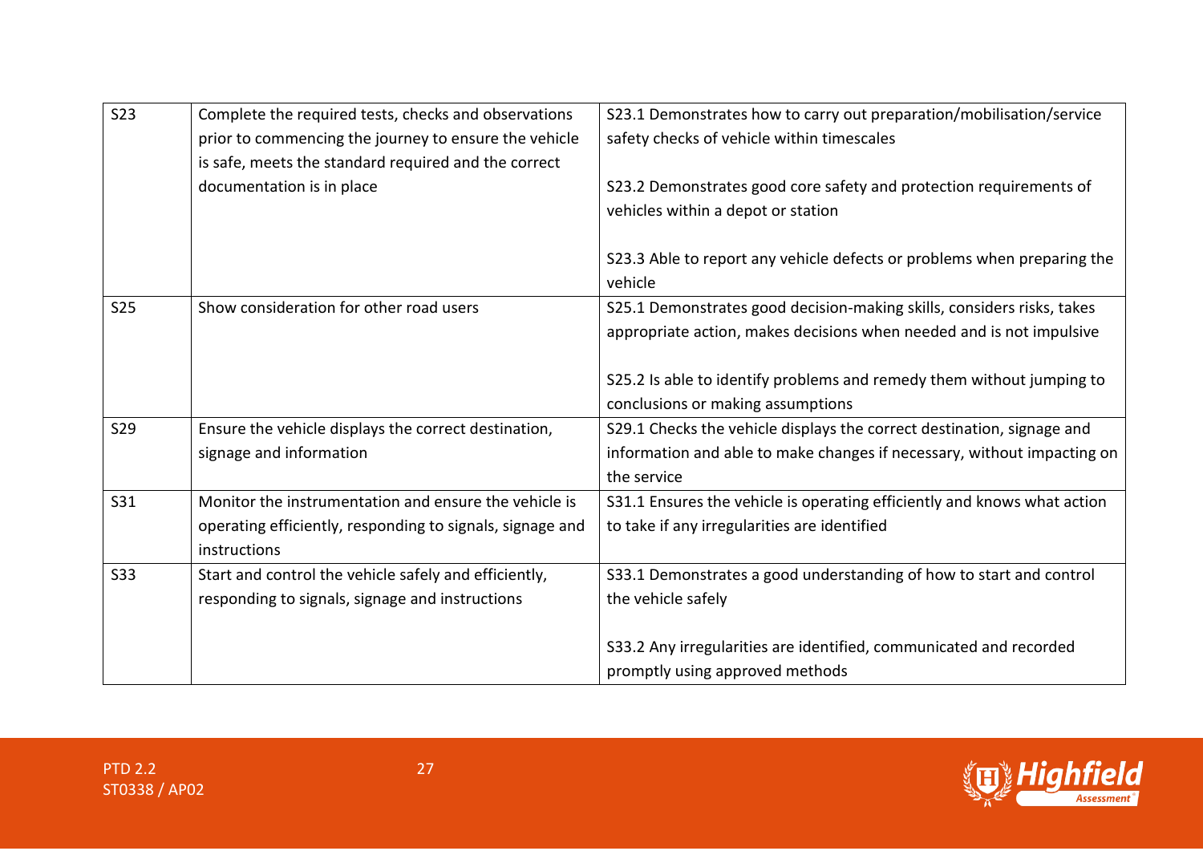| S23 | Complete the required tests, checks and observations prior to commencing the journey to ensure the vehicle is safe, meets the standard required and the correct documentation is in place | S23.1 Demonstrates how to carry out preparation/mobilisation/service safety checks of vehicle within timescales<br><br>S23.2 Demonstrates good core safety and protection requirements of vehicles within a depot or station<br><br>S23.3 Able to report any vehicle defects or problems when preparing the vehicle |
|---|---|---|
| S25 | Show consideration for other road users | S25.1 Demonstrates good decision-making skills, considers risks, takes appropriate action, makes decisions when needed and is not impulsive<br><br>S25.2 Is able to identify problems and remedy them without jumping to conclusions or making assumptions |
| S29 | Ensure the vehicle displays the correct destination, signage and information | S29.1 Checks the vehicle displays the correct destination, signage and information and able to make changes if necessary, without impacting on the service |
| S31 | Monitor the instrumentation and ensure the vehicle is operating efficiently, responding to signals, signage and instructions | S31.1 Ensures the vehicle is operating efficiently and knows what action to take if any irregularities are identified |
| S33 | Start and control the vehicle safely and efficiently, responding to signals, signage and instructions | S33.1 Demonstrates a good understanding of how to start and control the vehicle safely<br><br>S33.2 Any irregularities are identified, communicated and recorded promptly using approved methods |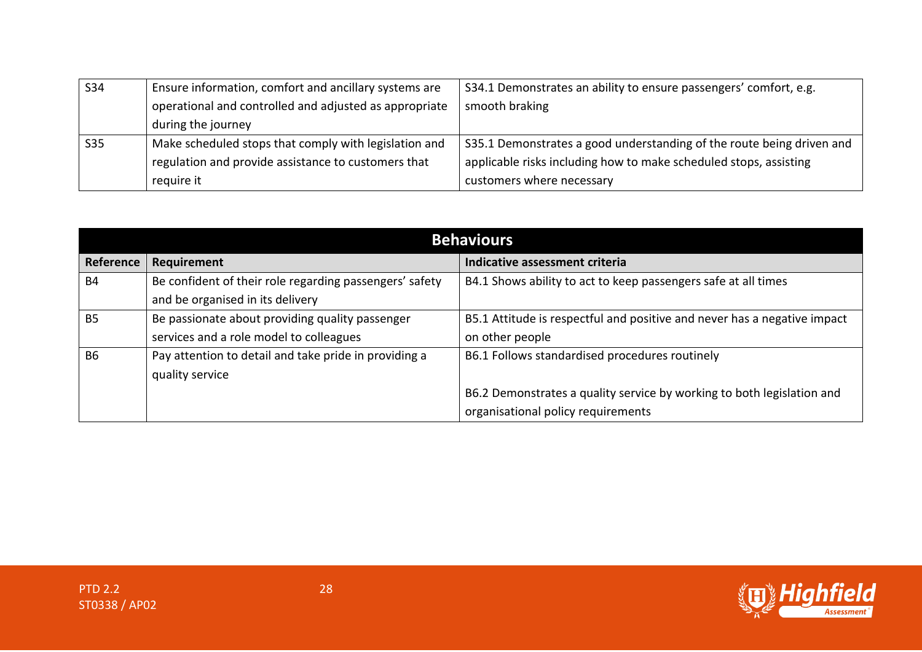| | | |
|---|---|---|
| S34 | Ensure information, comfort and ancillary systems are operational and controlled and adjusted as appropriate during the journey | S34.1 Demonstrates an ability to ensure passengers' comfort, e.g. smooth braking |
| S35 | Make scheduled stops that comply with legislation and regulation and provide assistance to customers that require it | S35.1 Demonstrates a good understanding of the route being driven and applicable risks including how to make scheduled stops, assisting customers where necessary |

| **Behaviours** | | |
|---|---|---|
| **Reference** | **Requirement** | **Indicative assessment criteria** |
| B4 | Be confident of their role regarding passengers' safety and be organised in its delivery | B4.1 Shows ability to act to keep passengers safe at all times |
| B5 | Be passionate about providing quality passenger services and a role model to colleagues | B5.1 Attitude is respectful and positive and never has a negative impact on other people |
| B6 | Pay attention to detail and take pride in providing a quality service | B6.1 Follows standardised procedures routinely<br><br>B6.2 Demonstrates a quality service by working to both legislation and organisational policy requirements |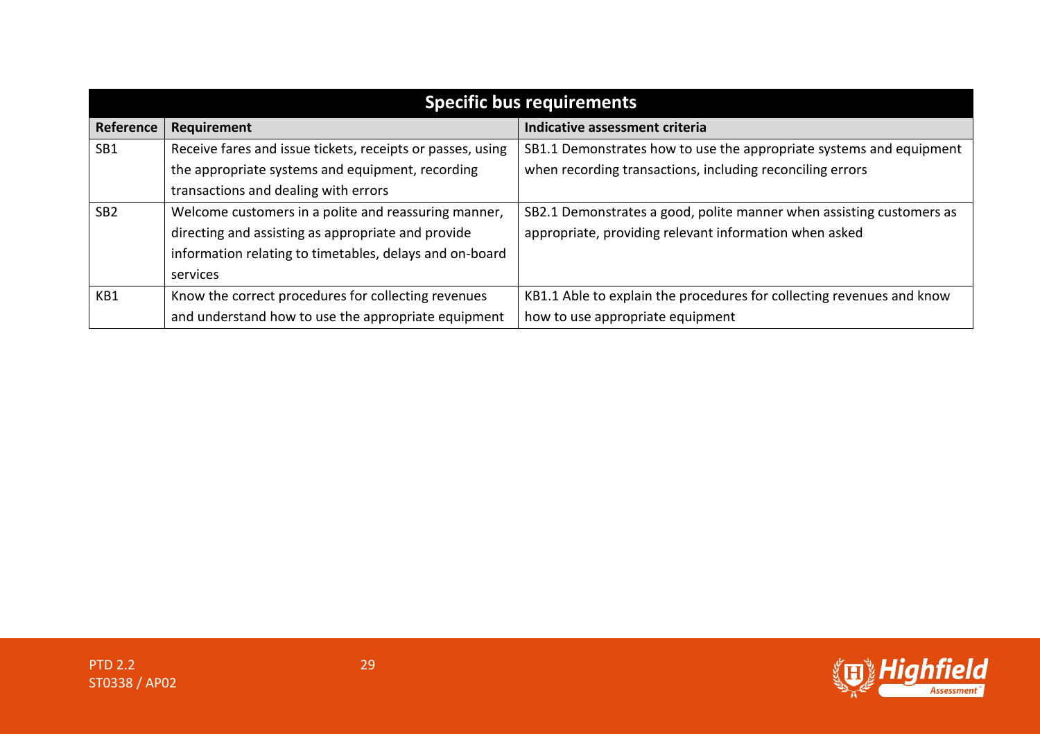| Specific bus requirements | | |
|---|---|---|
| **Reference** | **Requirement** | **Indicative assessment criteria** |
| SB1 | Receive fares and issue tickets, receipts or passes, using the appropriate systems and equipment, recording transactions and dealing with errors | SB1.1 Demonstrates how to use the appropriate systems and equipment when recording transactions, including reconciling errors |
| SB2 | Welcome customers in a polite and reassuring manner, directing and assisting as appropriate and provide information relating to timetables, delays and on-board services | SB2.1 Demonstrates a good, polite manner when assisting customers as appropriate, providing relevant information when asked |
| KB1 | Know the correct procedures for collecting revenues and understand how to use the appropriate equipment | KB1.1 Able to explain the procedures for collecting revenues and know how to use appropriate equipment |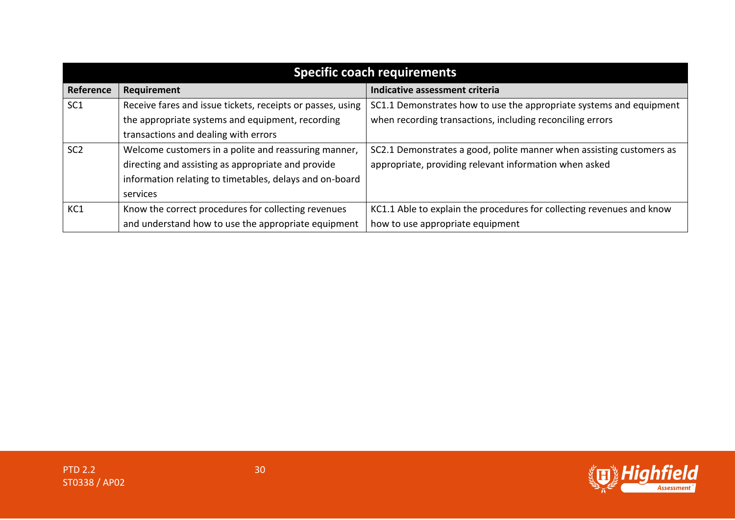| Specific coach requirements | | |
|---|---|---|
| **Reference** | **Requirement** | **Indicative assessment criteria** |
| SC1 | Receive fares and issue tickets, receipts or passes, using the appropriate systems and equipment, recording transactions and dealing with errors | SC1.1 Demonstrates how to use the appropriate systems and equipment when recording transactions, including reconciling errors |
| SC2 | Welcome customers in a polite and reassuring manner, directing and assisting as appropriate and provide information relating to timetables, delays and on-board services | SC2.1 Demonstrates a good, polite manner when assisting customers as appropriate, providing relevant information when asked |
| KC1 | Know the correct procedures for collecting revenues and understand how to use the appropriate equipment | KC1.1 Able to explain the procedures for collecting revenues and know how to use appropriate equipment |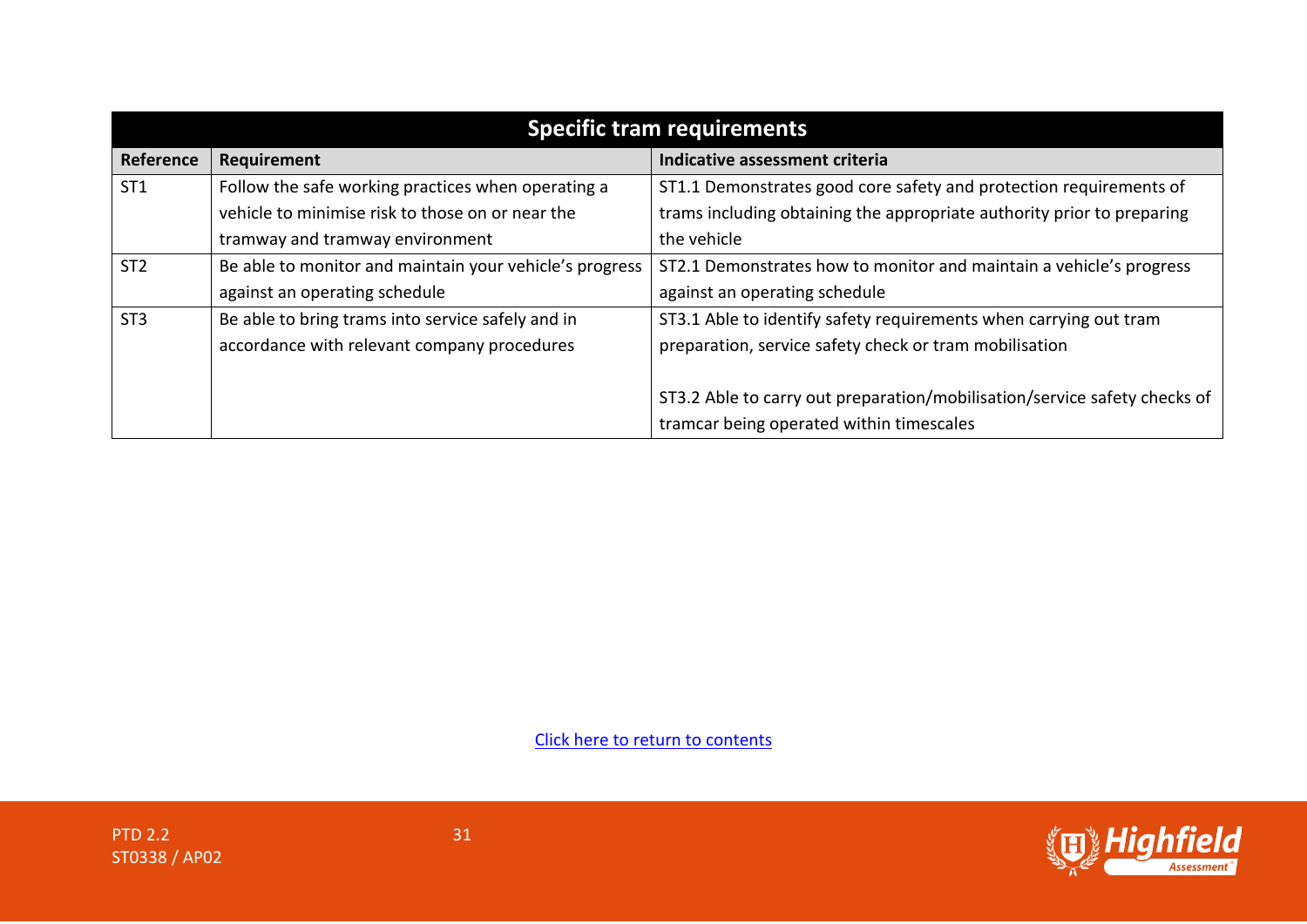| Specific tram requirements | | |
|---|---|---|
| **Reference** | **Requirement** | **Indicative assessment criteria** |
| ST1 | Follow the safe working practices when operating a vehicle to minimise risk to those on or near the tramway and tramway environment | ST1.1 Demonstrates good core safety and protection requirements of trams including obtaining the appropriate authority prior to preparing the vehicle |
| ST2 | Be able to monitor and maintain your vehicle's progress against an operating schedule | ST2.1 Demonstrates how to monitor and maintain a vehicle's progress against an operating schedule |
| ST3 | Be able to bring trams into service safely and in accordance with relevant company procedures | ST3.1 Able to identify safety requirements when carrying out tram preparation, service safety check or tram mobilisation<br><br>ST3.2 Able to carry out preparation/mobilisation/service safety checks of tramcar being operated within timescales |

Click here to return to contents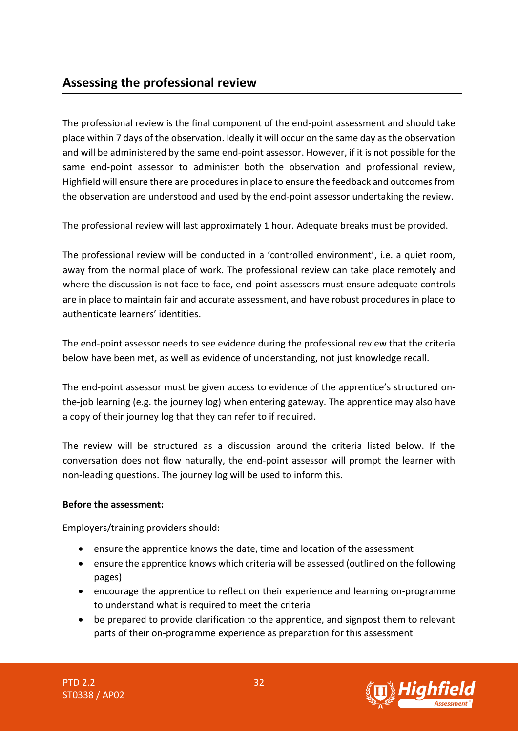## Assessing the professional review

The professional review is the final component of the end-point assessment and should take place within 7 days of the observation. Ideally it will occur on the same day as the observation and will be administered by the same end-point assessor. However, if it is not possible for the same end-point assessor to administer both the observation and professional review, Highfield will ensure there are procedures in place to ensure the feedback and outcomes from the observation are understood and used by the end-point assessor undertaking the review.

The professional review will last approximately 1 hour. Adequate breaks must be provided.

The professional review will be conducted in a 'controlled environment', i.e. a quiet room, away from the normal place of work. The professional review can take place remotely and where the discussion is not face to face, end-point assessors must ensure adequate controls are in place to maintain fair and accurate assessment, and have robust procedures in place to authenticate learners' identities.

The end-point assessor needs to see evidence during the professional review that the criteria below have been met, as well as evidence of understanding, not just knowledge recall.

The end-point assessor must be given access to evidence of the apprentice's structured on-the-job learning (e.g. the journey log) when entering gateway. The apprentice may also have a copy of their journey log that they can refer to if required.

The review will be structured as a discussion around the criteria listed below. If the conversation does not flow naturally, the end-point assessor will prompt the learner with non-leading questions. The journey log will be used to inform this.

**Before the assessment:**

Employers/training providers should:

- ensure the apprentice knows the date, time and location of the assessment
- ensure the apprentice knows which criteria will be assessed (outlined on the following pages)
- encourage the apprentice to reflect on their experience and learning on-programme to understand what is required to meet the criteria
- be prepared to provide clarification to the apprentice, and signpost them to relevant parts of their on-programme experience as preparation for this assessment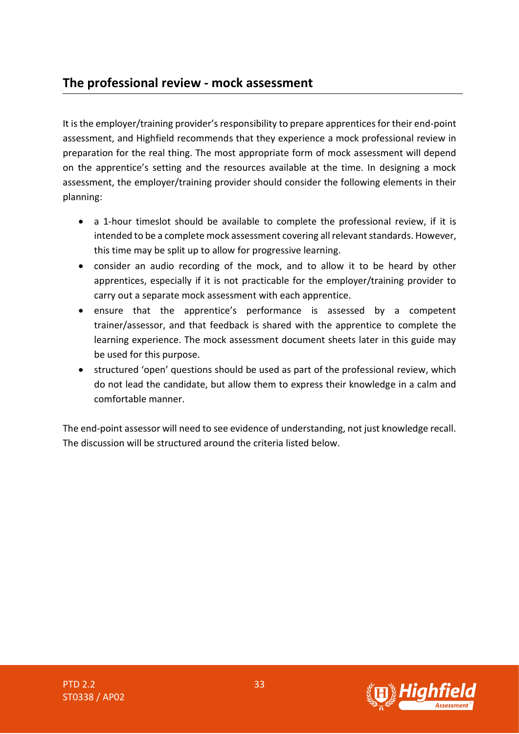## The professional review - mock assessment

It is the employer/training provider's responsibility to prepare apprentices for their end-point assessment, and Highfield recommends that they experience a mock professional review in preparation for the real thing. The most appropriate form of mock assessment will depend on the apprentice's setting and the resources available at the time. In designing a mock assessment, the employer/training provider should consider the following elements in their planning:

- a 1-hour timeslot should be available to complete the professional review, if it is intended to be a complete mock assessment covering all relevant standards. However, this time may be split up to allow for progressive learning.
- consider an audio recording of the mock, and to allow it to be heard by other apprentices, especially if it is not practicable for the employer/training provider to carry out a separate mock assessment with each apprentice.
- ensure that the apprentice's performance is assessed by a competent trainer/assessor, and that feedback is shared with the apprentice to complete the learning experience. The mock assessment document sheets later in this guide may be used for this purpose.
- structured 'open' questions should be used as part of the professional review, which do not lead the candidate, but allow them to express their knowledge in a calm and comfortable manner.

The end-point assessor will need to see evidence of understanding, not just knowledge recall. The discussion will be structured around the criteria listed below.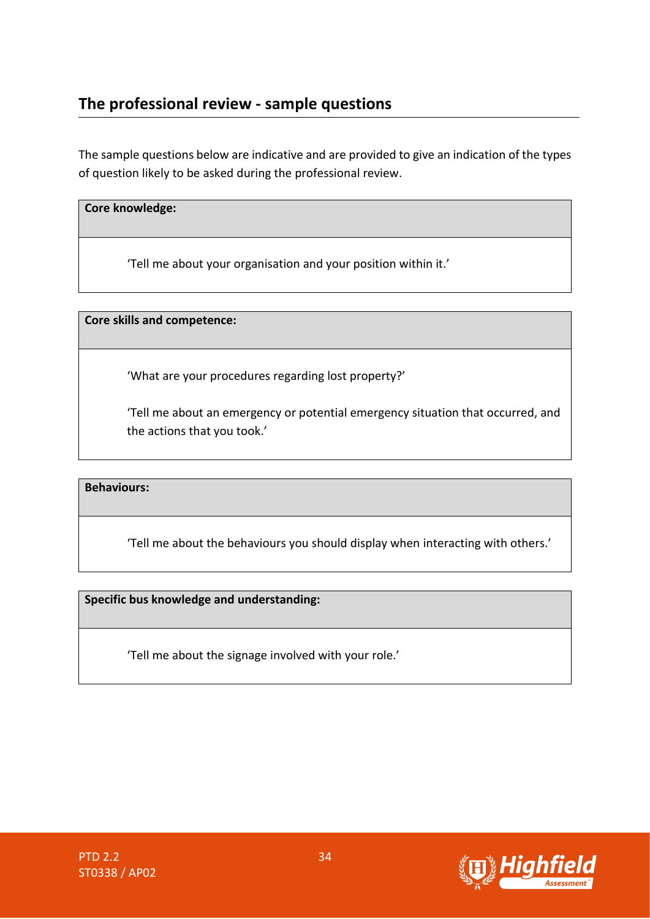## The professional review - sample questions

The sample questions below are indicative and are provided to give an indication of the types of question likely to be asked during the professional review.

| **Core knowledge:** |
|---|
| 'Tell me about your organisation and your position within it.' |

| **Core skills and competence:** |
|---|
| 'What are your procedures regarding lost property?'<br><br>'Tell me about an emergency or potential emergency situation that occurred, and the actions that you took.' |

| **Behaviours:** |
|---|
| 'Tell me about the behaviours you should display when interacting with others.' |

| **Specific bus knowledge and understanding:** |
|---|
| 'Tell me about the signage involved with your role.' |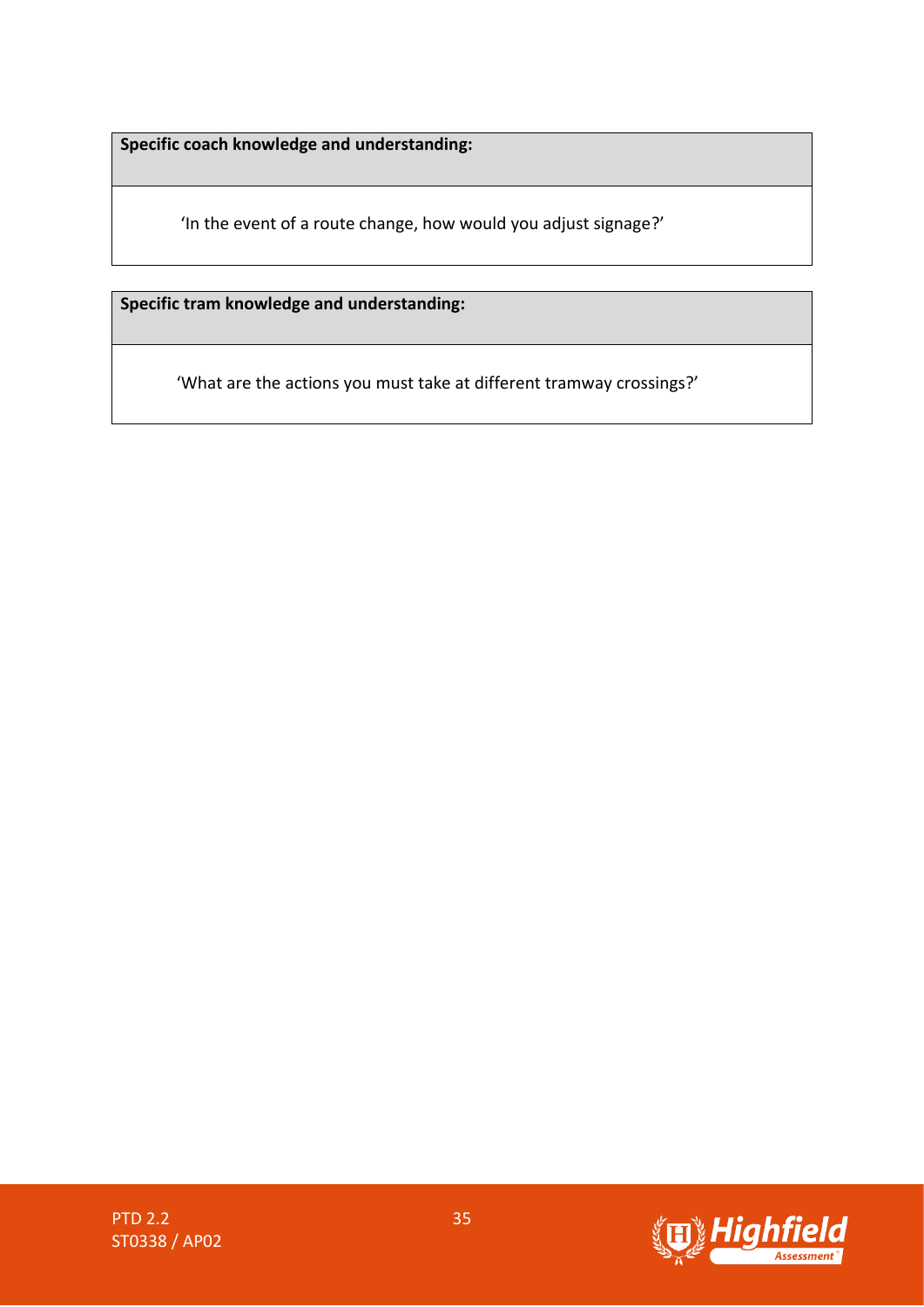| Specific coach knowledge and understanding: |
| --- |
| 'In the event of a route change, how would you adjust signage?' |

| Specific tram knowledge and understanding: |
| --- |
| 'What are the actions you must take at different tramway crossings?' |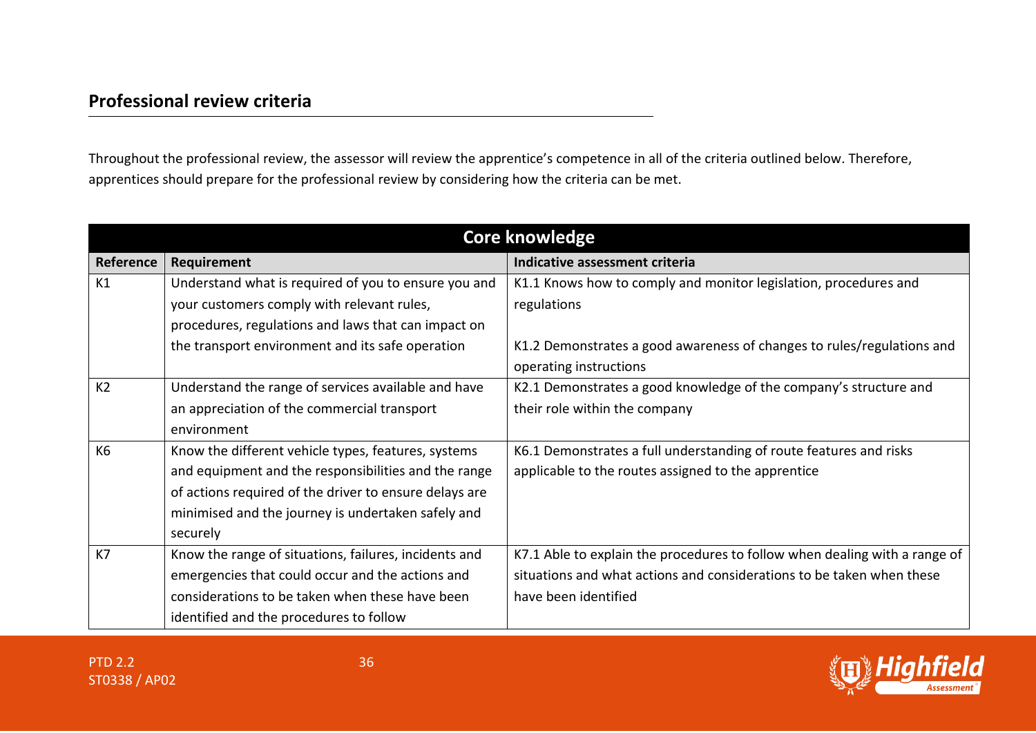## Professional review criteria

Throughout the professional review, the assessor will review the apprentice's competence in all of the criteria outlined below. Therefore, apprentices should prepare for the professional review by considering how the criteria can be met.

| Core knowledge | | |
|---|---|---|
| **Reference** | **Requirement** | **Indicative assessment criteria** |
| K1 | Understand what is required of you to ensure you and your customers comply with relevant rules, procedures, regulations and laws that can impact on the transport environment and its safe operation | K1.1 Knows how to comply and monitor legislation, procedures and regulations<br><br>K1.2 Demonstrates a good awareness of changes to rules/regulations and operating instructions |
| K2 | Understand the range of services available and have an appreciation of the commercial transport environment | K2.1 Demonstrates a good knowledge of the company's structure and their role within the company |
| K6 | Know the different vehicle types, features, systems and equipment and the responsibilities and the range of actions required of the driver to ensure delays are minimised and the journey is undertaken safely and securely | K6.1 Demonstrates a full understanding of route features and risks applicable to the routes assigned to the apprentice |
| K7 | Know the range of situations, failures, incidents and emergencies that could occur and the actions and considerations to be taken when these have been identified and the procedures to follow | K7.1 Able to explain the procedures to follow when dealing with a range of situations and what actions and considerations to be taken when these have been identified |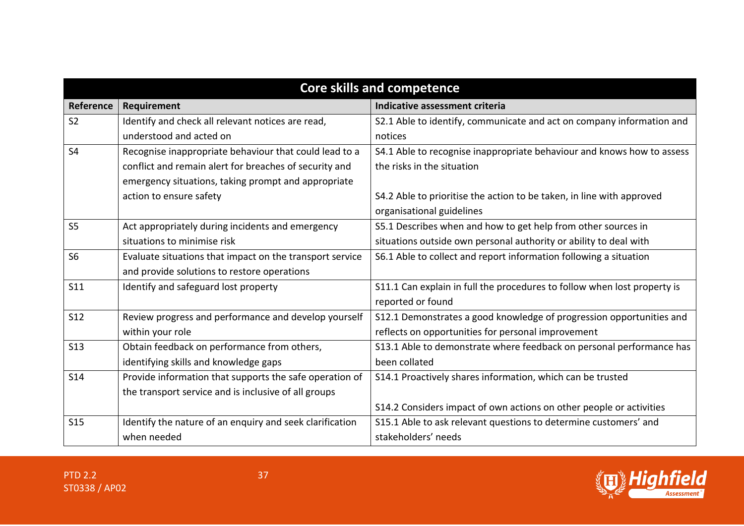| Core skills and competence | | |
|---|---|---|
| **Reference** | **Requirement** | **Indicative assessment criteria** |
| S2 | Identify and check all relevant notices are read, understood and acted on | S2.1 Able to identify, communicate and act on company information and notices |
| S4 | Recognise inappropriate behaviour that could lead to a conflict and remain alert for breaches of security and emergency situations, taking prompt and appropriate action to ensure safety | S4.1 Able to recognise inappropriate behaviour and knows how to assess the risks in the situation<br><br>S4.2 Able to prioritise the action to be taken, in line with approved organisational guidelines |
| S5 | Act appropriately during incidents and emergency situations to minimise risk | S5.1 Describes when and how to get help from other sources in situations outside own personal authority or ability to deal with |
| S6 | Evaluate situations that impact on the transport service and provide solutions to restore operations | S6.1 Able to collect and report information following a situation |
| S11 | Identify and safeguard lost property | S11.1 Can explain in full the procedures to follow when lost property is reported or found |
| S12 | Review progress and performance and develop yourself within your role | S12.1 Demonstrates a good knowledge of progression opportunities and reflects on opportunities for personal improvement |
| S13 | Obtain feedback on performance from others, identifying skills and knowledge gaps | S13.1 Able to demonstrate where feedback on personal performance has been collated |
| S14 | Provide information that supports the safe operation of the transport service and is inclusive of all groups | S14.1 Proactively shares information, which can be trusted<br><br>S14.2 Considers impact of own actions on other people or activities |
| S15 | Identify the nature of an enquiry and seek clarification when needed | S15.1 Able to ask relevant questions to determine customers' and stakeholders' needs |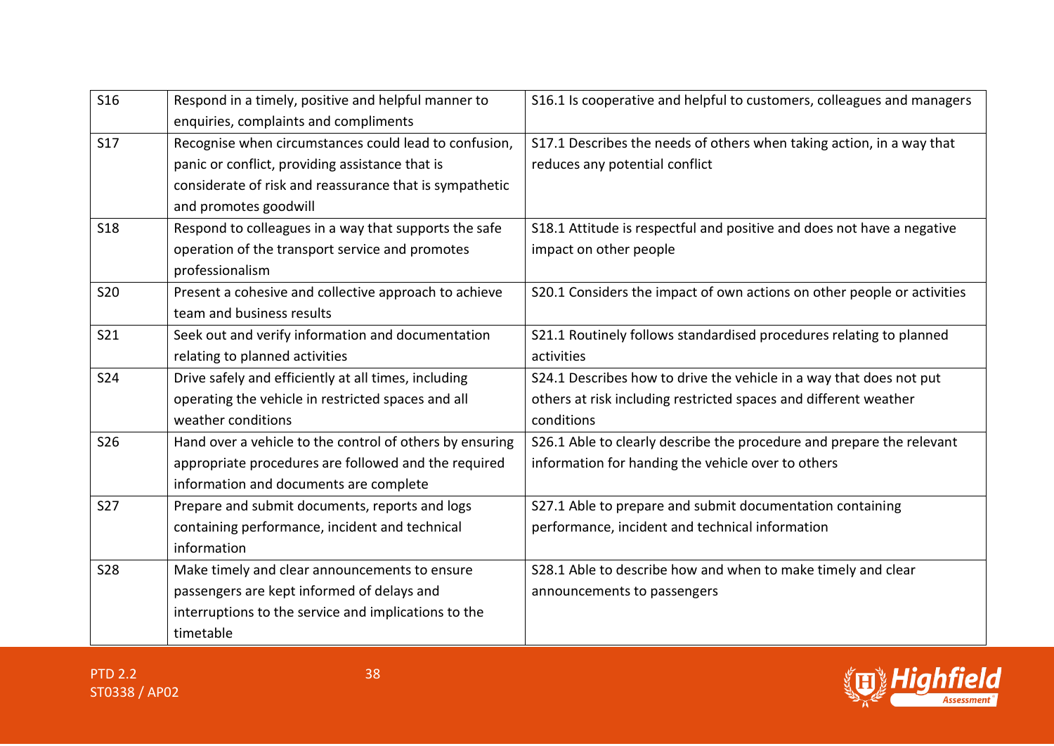| | | |
|---|---|---|
| S16 | Respond in a timely, positive and helpful manner to enquiries, complaints and compliments | S16.1 Is cooperative and helpful to customers, colleagues and managers |
| S17 | Recognise when circumstances could lead to confusion, panic or conflict, providing assistance that is considerate of risk and reassurance that is sympathetic and promotes goodwill | S17.1 Describes the needs of others when taking action, in a way that reduces any potential conflict |
| S18 | Respond to colleagues in a way that supports the safe operation of the transport service and promotes professionalism | S18.1 Attitude is respectful and positive and does not have a negative impact on other people |
| S20 | Present a cohesive and collective approach to achieve team and business results | S20.1 Considers the impact of own actions on other people or activities |
| S21 | Seek out and verify information and documentation relating to planned activities | S21.1 Routinely follows standardised procedures relating to planned activities |
| S24 | Drive safely and efficiently at all times, including operating the vehicle in restricted spaces and all weather conditions | S24.1 Describes how to drive the vehicle in a way that does not put others at risk including restricted spaces and different weather conditions |
| S26 | Hand over a vehicle to the control of others by ensuring appropriate procedures are followed and the required information and documents are complete | S26.1 Able to clearly describe the procedure and prepare the relevant information for handing the vehicle over to others |
| S27 | Prepare and submit documents, reports and logs containing performance, incident and technical information | S27.1 Able to prepare and submit documentation containing performance, incident and technical information |
| S28 | Make timely and clear announcements to ensure passengers are kept informed of delays and interruptions to the service and implications to the timetable | S28.1 Able to describe how and when to make timely and clear announcements to passengers |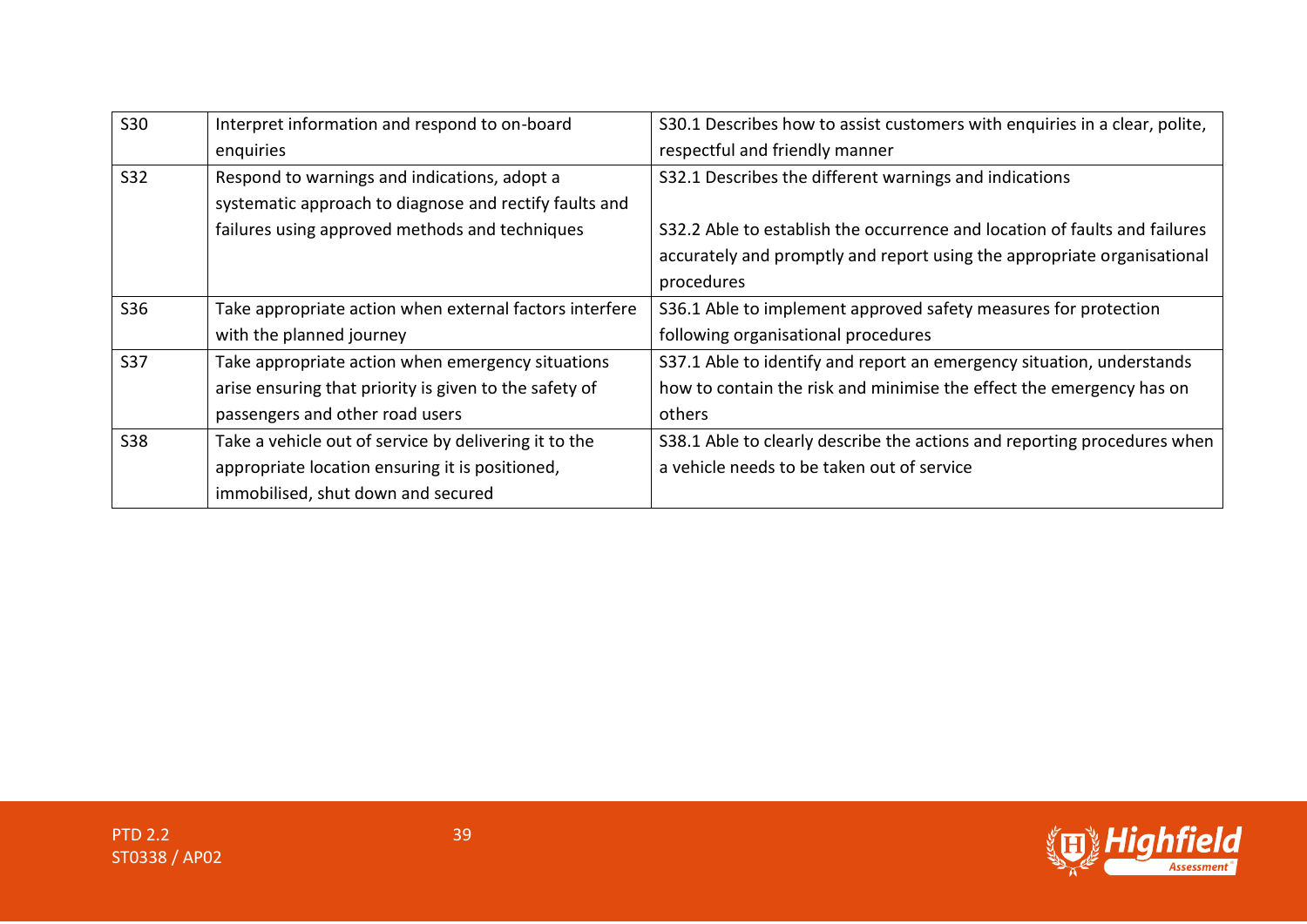| | | |
|---|---|---|
| S30 | Interpret information and respond to on-board enquiries | S30.1 Describes how to assist customers with enquiries in a clear, polite, respectful and friendly manner |
| S32 | Respond to warnings and indications, adopt a systematic approach to diagnose and rectify faults and failures using approved methods and techniques | S32.1 Describes the different warnings and indications<br><br>S32.2 Able to establish the occurrence and location of faults and failures accurately and promptly and report using the appropriate organisational procedures |
| S36 | Take appropriate action when external factors interfere with the planned journey | S36.1 Able to implement approved safety measures for protection following organisational procedures |
| S37 | Take appropriate action when emergency situations arise ensuring that priority is given to the safety of passengers and other road users | S37.1 Able to identify and report an emergency situation, understands how to contain the risk and minimise the effect the emergency has on others |
| S38 | Take a vehicle out of service by delivering it to the appropriate location ensuring it is positioned, immobilised, shut down and secured | S38.1 Able to clearly describe the actions and reporting procedures when a vehicle needs to be taken out of service |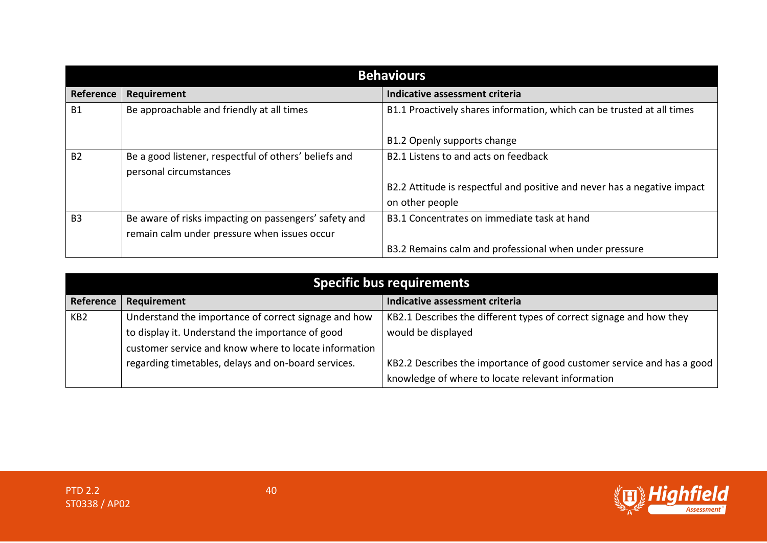| Behaviours | | |
|---|---|---|
| **Reference** | **Requirement** | **Indicative assessment criteria** |
| B1 | Be approachable and friendly at all times | B1.1 Proactively shares information, which can be trusted at all times<br><br>B1.2 Openly supports change |
| B2 | Be a good listener, respectful of others' beliefs and personal circumstances | B2.1 Listens to and acts on feedback<br><br>B2.2 Attitude is respectful and positive and never has a negative impact on other people |
| B3 | Be aware of risks impacting on passengers' safety and remain calm under pressure when issues occur | B3.1 Concentrates on immediate task at hand<br><br>B3.2 Remains calm and professional when under pressure |

| Specific bus requirements | | |
|---|---|---|
| **Reference** | **Requirement** | **Indicative assessment criteria** |
| KB2 | Understand the importance of correct signage and how to display it. Understand the importance of good customer service and know where to locate information regarding timetables, delays and on-board services. | KB2.1 Describes the different types of correct signage and how they would be displayed<br><br>KB2.2 Describes the importance of good customer service and has a good knowledge of where to locate relevant information |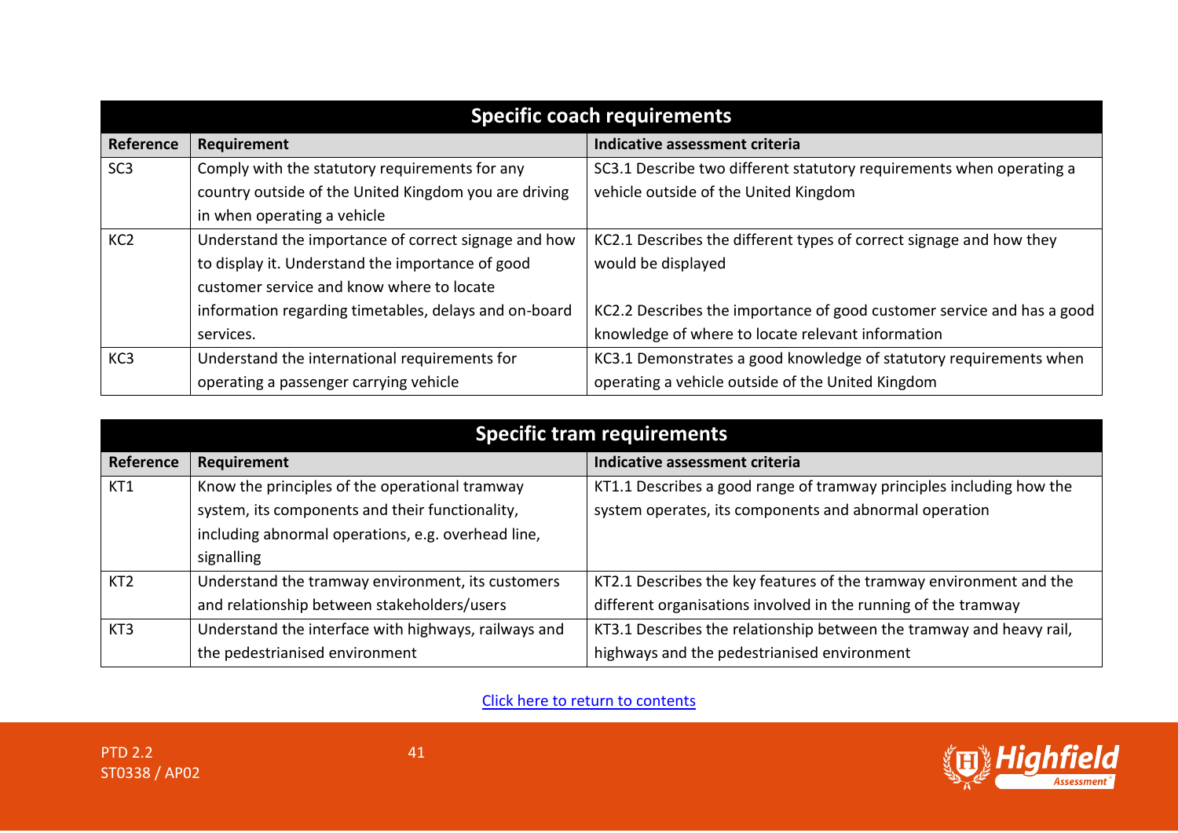| Specific coach requirements | | |
|---|---|---|
| **Reference** | **Requirement** | **Indicative assessment criteria** |
| SC3 | Comply with the statutory requirements for any country outside of the United Kingdom you are driving in when operating a vehicle | SC3.1 Describe two different statutory requirements when operating a vehicle outside of the United Kingdom |
| KC2 | Understand the importance of correct signage and how to display it. Understand the importance of good customer service and know where to locate information regarding timetables, delays and on-board services. | KC2.1 Describes the different types of correct signage and how they would be displayed<br><br>KC2.2 Describes the importance of good customer service and has a good knowledge of where to locate relevant information |
| KC3 | Understand the international requirements for operating a passenger carrying vehicle | KC3.1 Demonstrates a good knowledge of statutory requirements when operating a vehicle outside of the United Kingdom |

| Specific tram requirements | | |
|---|---|---|
| **Reference** | **Requirement** | **Indicative assessment criteria** |
| KT1 | Know the principles of the operational tramway system, its components and their functionality, including abnormal operations, e.g. overhead line, signalling | KT1.1 Describes a good range of tramway principles including how the system operates, its components and abnormal operation |
| KT2 | Understand the tramway environment, its customers and relationship between stakeholders/users | KT2.1 Describes the key features of the tramway environment and the different organisations involved in the running of the tramway |
| KT3 | Understand the interface with highways, railways and the pedestrianised environment | KT3.1 Describes the relationship between the tramway and heavy rail, highways and the pedestrianised environment |

Click here to return to contents